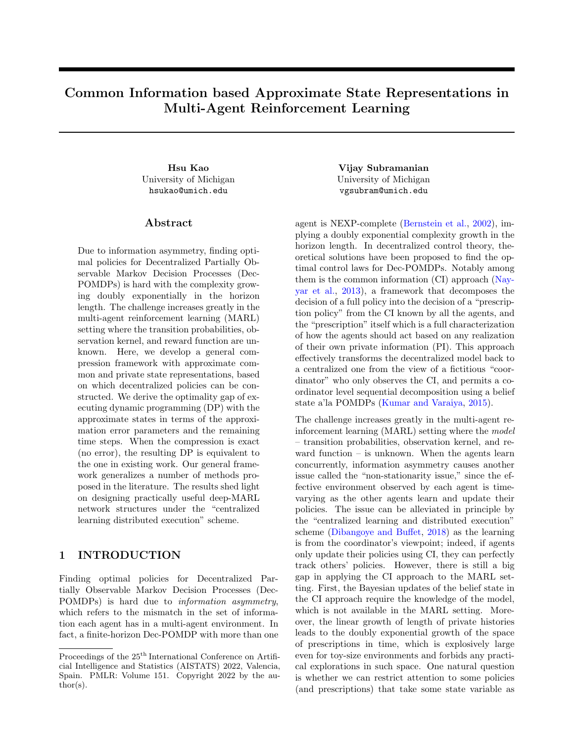# Common Information based Approximate State Representations in Multi-Agent Reinforcement Learning

**Hsu Kao**
University of Michigan
`hsukao@umich.edu`

**Vijay Subramanian**
University of Michigan
`vgsubram@umich.edu`

## Abstract

Due to information asymmetry, finding optimal policies for Decentralized Partially Observable Markov Decision Processes (Dec-POMDPs) is hard with the complexity growing doubly exponentially in the horizon length. The challenge increases greatly in the multi-agent reinforcement learning (MARL) setting where the transition probabilities, observation kernel, and reward function are unknown. Here, we develop a general compression framework with approximate common and private state representations, based on which decentralized policies can be constructed. We derive the optimality gap of executing dynamic programming (DP) with the approximate states in terms of the approximation error parameters and the remaining time steps. When the compression is exact (no error), the resulting DP is equivalent to the one in existing work. Our general framework generalizes a number of methods proposed in the literature. The results shed light on designing practically useful deep-MARL network structures under the "centralized learning distributed execution" scheme.

## 1 INTRODUCTION

Finding optimal policies for Decentralized Partially Observable Markov Decision Processes (Dec-POMDPs) is hard due to *information asymmetry*, which refers to the mismatch in the set of information each agent has in a multi-agent environment. In fact, a finite-horizon Dec-POMDP with more than one agent is NEXP-complete (Bernstein et al., 2002), implying a doubly exponential complexity growth in the horizon length. In decentralized control theory, theoretical solutions have been proposed to find the optimal control laws for Dec-POMDPs. Notably among them is the common information (CI) approach (Nayyar et al., 2013), a framework that decomposes the decision of a full policy into the decision of a "prescription policy" from the CI known by all the agents, and the "prescription" itself which is a full characterization of how the agents should act based on any realization of their own private information (PI). This approach effectively transforms the decentralized model back to a centralized one from the view of a fictitious "coordinator" who only observes the CI, and permits a coordinator level sequential decomposition using a belief state a'la POMDPs (Kumar and Varaiya, 2015).

The challenge increases greatly in the multi-agent reinforcement learning (MARL) setting where the *model* – transition probabilities, observation kernel, and reward function – is unknown. When the agents learn concurrently, information asymmetry causes another issue called the "non-stationarity issue," since the effective environment observed by each agent is time-varying as the other agents learn and update their policies. The issue can be alleviated in principle by the "centralized learning and distributed execution" scheme (Dibangoye and Buffet, 2018) as the learning is from the coordinator's viewpoint; indeed, if agents only update their policies using CI, they can perfectly track others' policies. However, there is still a big gap in applying the CI approach to the MARL setting. First, the Bayesian updates of the belief state in the CI approach require the knowledge of the model, which is not available in the MARL setting. Moreover, the linear growth of length of private histories leads to the doubly exponential growth of the space of prescriptions in time, which is explosively large even for toy-size environments and forbids any practical explorations in such space. One natural question is whether we can restrict attention to some policies (and prescriptions) that take some state variable as

---

Proceedings of the 25[th] International Conference on Artificial Intelligence and Statistics (AISTATS) 2022, Valencia, Spain. PMLR: Volume 151. Copyright 2022 by the author(s).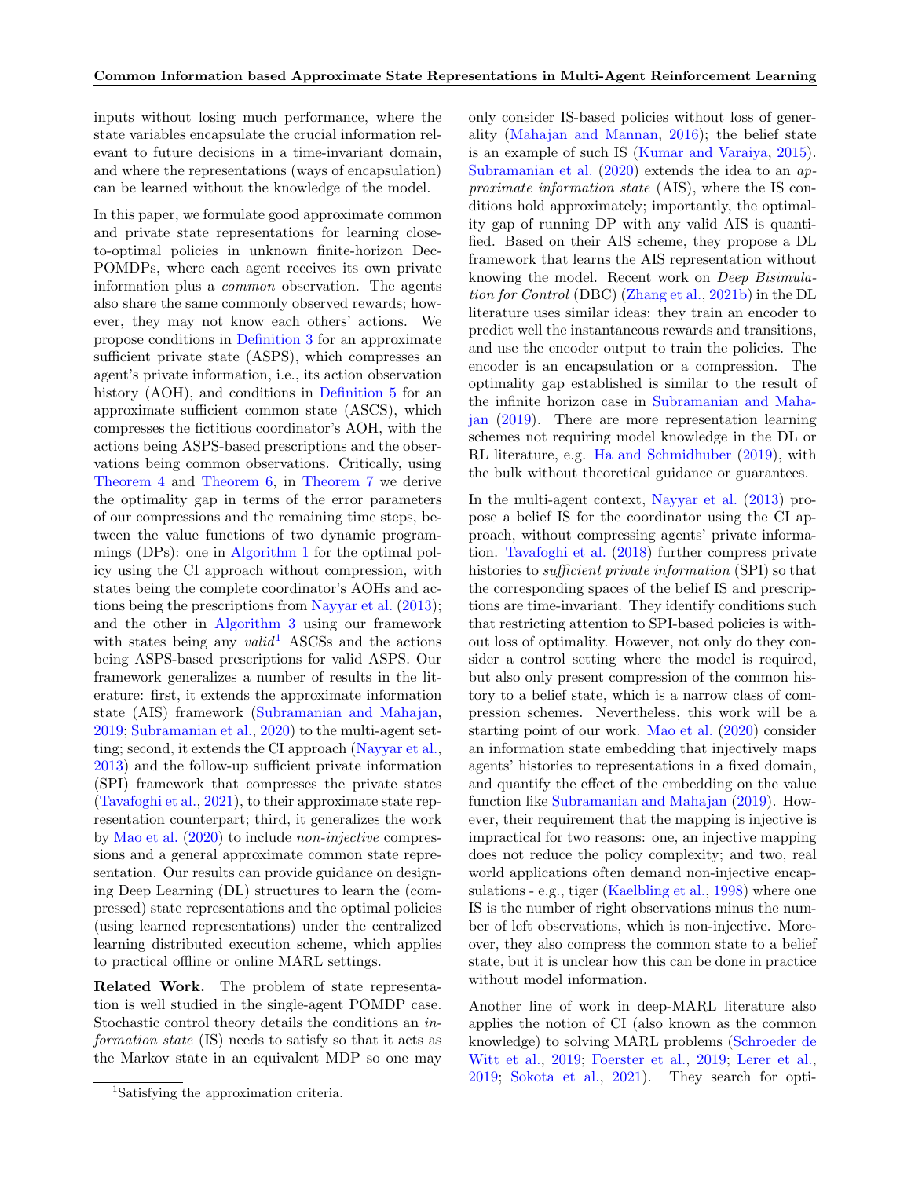inputs without losing much performance, where the state variables encapsulate the crucial information relevant to future decisions in a time-invariant domain, and where the representations (ways of encapsulation) can be learned without the knowledge of the model.

In this paper, we formulate good approximate common and private state representations for learning close-to-optimal policies in unknown finite-horizon Dec-POMDPs, where each agent receives its own private information plus a *common* observation. The agents also share the same commonly observed rewards; however, they may not know each others' actions. We propose conditions in Definition 3 for an approximate sufficient private state (ASPS), which compresses an agent's private information, i.e., its action observation history (AOH), and conditions in Definition 5 for an approximate sufficient common state (ASCS), which compresses the fictitious coordinator's AOH, with the actions being ASPS-based prescriptions and the observations being common observations. Critically, using Theorem 4 and Theorem 6, in Theorem 7 we derive the optimality gap in terms of the error parameters of our compressions and the remaining time steps, between the value functions of two dynamic programmings (DPs): one in Algorithm 1 for the optimal policy using the CI approach without compression, with states being the complete coordinator's AOHs and actions being the prescriptions from Nayyar et al. (2013); and the other in Algorithm 3 using our framework with states being any *valid*[1] ASCSs and the actions being ASPS-based prescriptions for valid ASPS. Our framework generalizes a number of results in the literature: first, it extends the approximate information state (AIS) framework (Subramanian and Mahajan, 2019; Subramanian et al., 2020) to the multi-agent setting; second, it extends the CI approach (Nayyar et al., 2013) and the follow-up sufficient private information (SPI) framework that compresses the private states (Tavafoghi et al., 2021), to their approximate state representation counterpart; third, it generalizes the work by Mao et al. (2020) to include *non-injective* compressions and a general approximate common state representation. Our results can provide guidance on designing Deep Learning (DL) structures to learn the (compressed) state representations and the optimal policies (using learned representations) under the centralized learning distributed execution scheme, which applies to practical offline or online MARL settings.

**Related Work.** The problem of state representation is well studied in the single-agent POMDP case. Stochastic control theory details the conditions an *information state* (IS) needs to satisfy so that it acts as the Markov state in an equivalent MDP so one may only consider IS-based policies without loss of generality (Mahajan and Mannan, 2016); the belief state is an example of such IS (Kumar and Varaiya, 2015). Subramanian et al. (2020) extends the idea to an *approximate information state* (AIS), where the IS conditions hold approximately; importantly, the optimality gap of running DP with any valid AIS is quantified. Based on their AIS scheme, they propose a DL framework that learns the AIS representation without knowing the model. Recent work on *Deep Bisimulation for Control* (DBC) (Zhang et al., 2021b) in the DL literature uses similar ideas: they train an encoder to predict well the instantaneous rewards and transitions, and use the encoder output to train the policies. The encoder is an encapsulation or a compression. The optimality gap established is similar to the result of the infinite horizon case in Subramanian and Mahajan (2019). There are more representation learning schemes not requiring model knowledge in the DL or RL literature, e.g. Ha and Schmidhuber (2019), with the bulk without theoretical guidance or guarantees.

In the multi-agent context, Nayyar et al. (2013) propose a belief IS for the coordinator using the CI approach, without compressing agents' private information. Tavafoghi et al. (2018) further compress private histories to *sufficient private information* (SPI) so that the corresponding spaces of the belief IS and prescriptions are time-invariant. They identify conditions such that restricting attention to SPI-based policies is without loss of optimality. However, not only do they consider a control setting where the model is required, but also only present compression of the common history to a belief state, which is a narrow class of compression schemes. Nevertheless, this work will be a starting point of our work. Mao et al. (2020) consider an information state embedding that injectively maps agents' histories to representations in a fixed domain, and quantify the effect of the embedding on the value function like Subramanian and Mahajan (2019). However, their requirement that the mapping is injective is impractical for two reasons: one, an injective mapping does not reduce the policy complexity; and two, real world applications often demand non-injective encapsulations - e.g., tiger (Kaelbling et al., 1998) where one IS is the number of right observations minus the number of left observations, which is non-injective. Moreover, they also compress the common state to a belief state, but it is unclear how this can be done in practice without model information.

Another line of work in deep-MARL literature also applies the notion of CI (also known as the common knowledge) to solving MARL problems (Schroeder de Witt et al., 2019; Foerster et al., 2019; Lerer et al., 2019; Sokota et al., 2021). They search for opti-

[1] Satisfying the approximation criteria.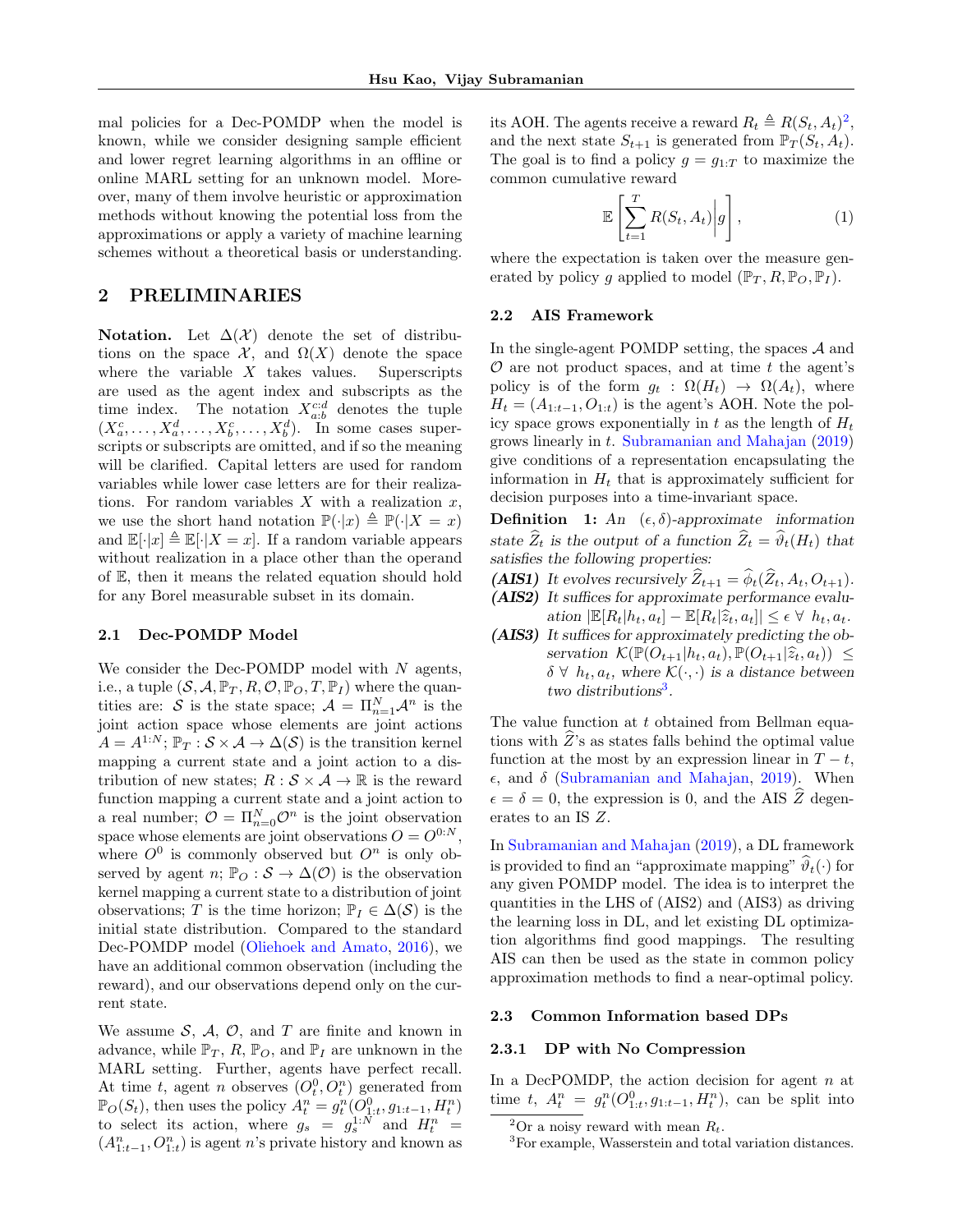mal policies for a Dec-POMDP when the model is known, while we consider designing sample efficient and lower regret learning algorithms in an offline or online MARL setting for an unknown model. Moreover, many of them involve heuristic or approximation methods without knowing the potential loss from the approximations or apply a variety of machine learning schemes without a theoretical basis or understanding.

## 2 PRELIMINARIES

**Notation.** Let $\Delta(\mathcal{X})$ denote the set of distributions on the space $\mathcal{X}$, and $\Omega(X)$ denote the space where the variable $X$ takes values. Superscripts are used as the agent index and subscripts as the time index. The notation $X_{a:b}^{c:d}$ denotes the tuple $(X_a^c, \ldots, X_a^d, \ldots, X_b^c, \ldots, X_b^d)$. In some cases superscripts or subscripts are omitted, and if so the meaning will be clarified. Capital letters are used for random variables while lower case letters are for their realizations. For random variables $X$ with a realization $x$, we use the short hand notation $\mathbb{P}(\cdot|x) \triangleq \mathbb{P}(\cdot|X = x)$ and $\mathbb{E}[\cdot|x] \triangleq \mathbb{E}[\cdot|X = x]$. If a random variable appears without realization in a place other than the operand of $\mathbb{E}$, then it means the related equation should hold for any Borel measurable subset in its domain.

### 2.1 Dec-POMDP Model

We consider the Dec-POMDP model with $N$ agents, i.e., a tuple $(\mathcal{S}, \mathcal{A}, \mathbb{P}_T, R, \mathcal{O}, \mathbb{P}_O, T, \mathbb{P}_I)$ where the quantities are: $\mathcal{S}$ is the state space; $\mathcal{A} = \Pi_{n=1}^N \mathcal{A}^n$ is the joint action space whose elements are joint actions $A = A^{1:N}$; $\mathbb{P}_T : \mathcal{S} \times \mathcal{A} \to \Delta(\mathcal{S})$ is the transition kernel mapping a current state and a joint action to a distribution of new states; $R : \mathcal{S} \times \mathcal{A} \to \mathbb{R}$ is the reward function mapping a current state and a joint action to a real number; $\mathcal{O} = \Pi_{n=0}^N \mathcal{O}^n$ is the joint observation space whose elements are joint observations $O = O^{0:N}$, where $O^0$ is commonly observed but $O^n$ is only observed by agent $n$; $\mathbb{P}_O : \mathcal{S} \to \Delta(\mathcal{O})$ is the observation kernel mapping a current state to a distribution of joint observations; $T$ is the time horizon; $\mathbb{P}_I \in \Delta(\mathcal{S})$ is the initial state distribution. Compared to the standard Dec-POMDP model (Oliehoek and Amato, 2016), we have an additional common observation (including the reward), and our observations depend only on the current state.

We assume $\mathcal{S}$, $\mathcal{A}$, $\mathcal{O}$, and $T$ are finite and known in advance, while $\mathbb{P}_T$, $R$, $\mathbb{P}_O$, and $\mathbb{P}_I$ are unknown in the MARL setting. Further, agents have perfect recall. At time $t$, agent $n$ observes $(O_t^0, O_t^n)$ generated from $\mathbb{P}_O(S_t)$, then uses the policy $A_t^n = g_t^n(O_{1:t}^0, g_{1:t-1}, H_t^n)$ to select its action, where $g_s = g_s^{1:N}$ and $H_t^n = (A_{1:t-1}^n, O_{1:t}^n)$ is agent $n$'s private history and known as its AOH. The agents receive a reward $R_t \triangleq R(S_t, A_t)$[2], and the next state $S_{t+1}$ is generated from $\mathbb{P}_T(S_t, A_t)$. The goal is to find a policy $g = g_{1:T}$ to maximize the common cumulative reward

$$\mathbb{E}\left[\sum_{t=1}^{T} R(S_t, A_t) \middle| g\right], \tag{1}$$

where the expectation is taken over the measure generated by policy $g$ applied to model $(\mathbb{P}_T, R, \mathbb{P}_O, \mathbb{P}_I)$.

### 2.2 AIS Framework

In the single-agent POMDP setting, the spaces $\mathcal{A}$ and $\mathcal{O}$ are not product spaces, and at time $t$ the agent's policy is of the form $g_t : \Omega(H_t) \to \Omega(A_t)$, where $H_t = (A_{1:t-1}, O_{1:t})$ is the agent's AOH. Note the policy space grows exponentially in $t$ as the length of $H_t$ grows linearly in $t$. Subramanian and Mahajan (2019) give conditions of a representation encapsulating the information in $H_t$ that is approximately sufficient for decision purposes into a time-invariant space.

**Definition 1:** *An $(\epsilon, \delta)$-approximate information state $\widehat{Z}_t$ is the output of a function $\widehat{Z}_t = \widehat{\vartheta}_t(H_t)$ that satisfies the following properties:*

- ***(AIS1)*** *It evolves recursively $\widehat{Z}_{t+1} = \widehat{\phi}_t(\widehat{Z}_t, A_t, O_{t+1})$.*
- ***(AIS2)*** *It suffices for approximate performance evaluation $|\mathbb{E}[R_t|h_t, a_t] - \mathbb{E}[R_t|\widehat{z}_t, a_t]| \le \epsilon \ \forall \ h_t, a_t$.*
- ***(AIS3)*** *It suffices for approximately predicting the observation $\mathcal{K}(\mathbb{P}(O_{t+1}|h_t, a_t), \mathbb{P}(O_{t+1}|\widehat{z}_t, a_t)) \le \delta \ \forall \ h_t, a_t$, where $\mathcal{K}(\cdot, \cdot)$ is a distance between two distributions*[3].

The value function at $t$ obtained from Bellman equations with $\widehat{Z}$'s as states falls behind the optimal value function at the most by an expression linear in $T - t$, $\epsilon$, and $\delta$ (Subramanian and Mahajan, 2019). When $\epsilon = \delta = 0$, the expression is 0, and the AIS $\widehat{Z}$ degenerates to an IS $Z$.

In Subramanian and Mahajan (2019), a DL framework is provided to find an "approximate mapping" $\widehat{\vartheta}_t(\cdot)$ for any given POMDP model. The idea is to interpret the quantities in the LHS of (AIS2) and (AIS3) as driving the learning loss in DL, and let existing DL optimization algorithms find good mappings. The resulting AIS can then be used as the state in common policy approximation methods to find a near-optimal policy.

### 2.3 Common Information based DPs

#### 2.3.1 DP with No Compression

In a DecPOMDP, the action decision for agent $n$ at time $t$, $A_t^n = g_t^n(O_{1:t}^0, g_{1:t-1}, H_t^n)$, can be split into

[2] Or a noisy reward with mean $R_t$.

[3] For example, Wasserstein and total variation distances.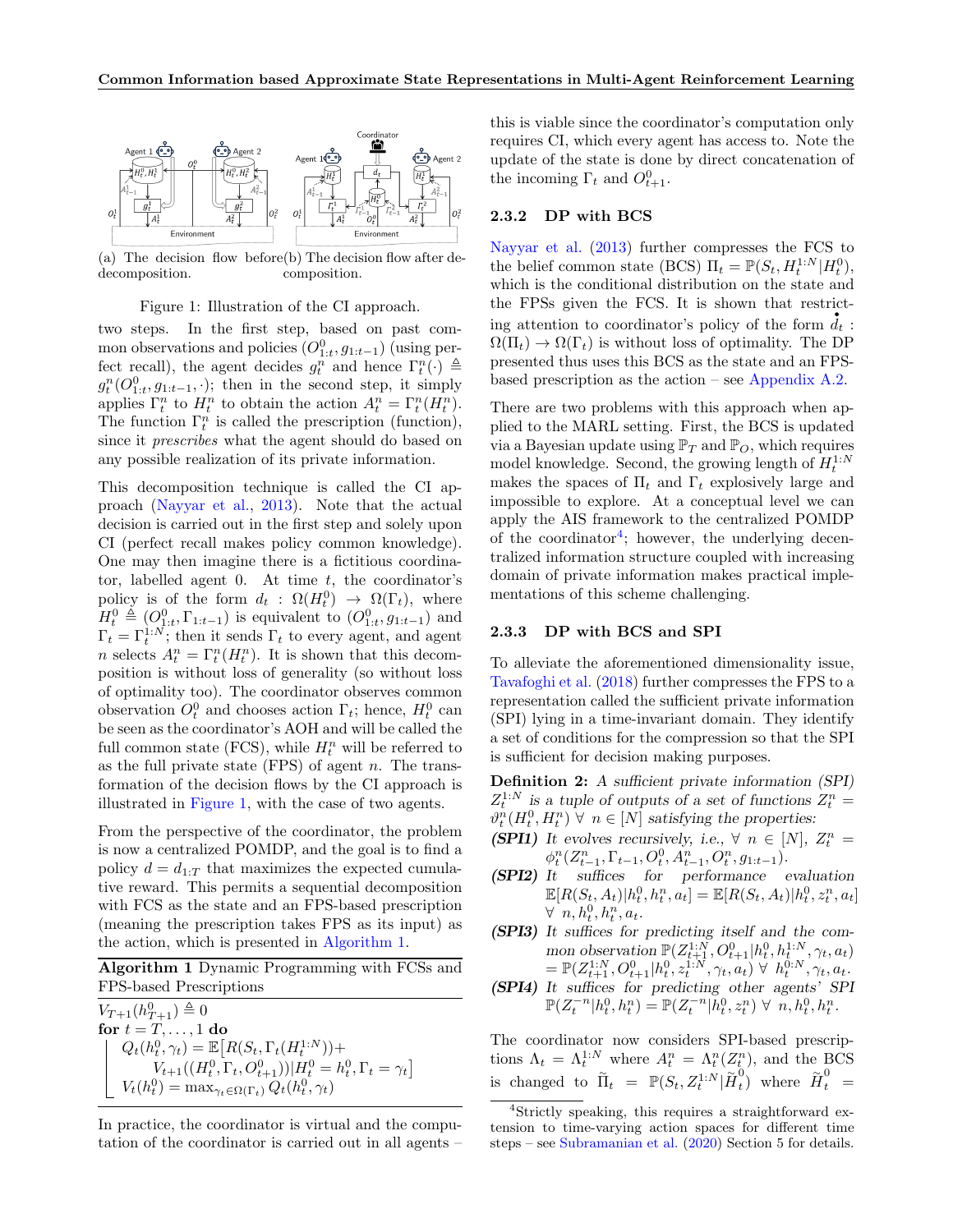(a) The decision flow before decomposition.

(b) The decision flow after decomposition.

Figure 1: Illustration of the CI approach.

two steps. In the first step, based on past common observations and policies $(O^0_{1:t}, g_{1:t-1})$ (using perfect recall), the agent decides $g^n_t$ and hence $\Gamma^n_t(\cdot) \triangleq g^n_t(O^0_{1:t}, g_{1:t-1}, \cdot)$; then in the second step, it simply applies $\Gamma^n_t$ to $H^n_t$ to obtain the action $A^n_t = \Gamma^n_t(H^n_t)$. The function $\Gamma^n_t$ is called the prescription (function), since it *prescribes* what the agent should do based on any possible realization of its private information.

This decomposition technique is called the CI approach (Nayyar et al., 2013). Note that the actual decision is carried out in the first step and solely upon CI (perfect recall makes policy common knowledge). One may then imagine there is a fictitious coordinator, labelled agent 0. At time $t$, the coordinator's policy is of the form $d_t : \Omega(H^0_t) \to \Omega(\Gamma_t)$, where $H^0_t \triangleq (O^0_{1:t}, \Gamma_{1:t-1})$ is equivalent to $(O^0_{1:t}, g_{1:t-1})$ and $\Gamma_t = \Gamma^{1:N}_t$; then it sends $\Gamma_t$ to every agent, and agent $n$ selects $A^n_t = \Gamma^n_t(H^n_t)$. It is shown that this decomposition is without loss of generality (so without loss of optimality too). The coordinator observes common observation $O^0_t$ and chooses action $\Gamma_t$; hence, $H^0_t$ can be seen as the coordinator's AOH and will be called the full common state (FCS), while $H^n_t$ will be referred to as the full private state (FPS) of agent $n$. The transformation of the decision flows by the CI approach is illustrated in Figure 1, with the case of two agents.

From the perspective of the coordinator, the problem is now a centralized POMDP, and the goal is to find a policy $d = d_{1:T}$ that maximizes the expected cumulative reward. This permits a sequential decomposition with FCS as the state and an FPS-based prescription (meaning the prescription takes FPS as its input) as the action, which is presented in Algorithm 1.

**Algorithm 1** Dynamic Programming with FCSs and FPS-based Prescriptions

$V_{T+1}(h^0_{T+1}) \triangleq 0$
**for** $t = T, \ldots, 1$ **do**
  $Q_t(h^0_t, \gamma_t) = \mathbb{E}\big[R(S_t, \Gamma_t(H^{1:N}_t)) + V_{t+1}((H^0_t, \Gamma_t, O^0_{t+1}))|H^0_t = h^0_t, \Gamma_t = \gamma_t\big]$
  $V_t(h^0_t) = \max_{\gamma_t \in \Omega(\Gamma_t)} Q_t(h^0_t, \gamma_t)$

In practice, the coordinator is virtual and the computation of the coordinator is carried out in all agents – this is viable since the coordinator's computation only requires CI, which every agent has access to. Note the update of the state is done by direct concatenation of the incoming $\Gamma_t$ and $O^0_{t+1}$.

### 2.3.2 DP with BCS

Nayyar et al. (2013) further compresses the FCS to the belief common state (BCS) $\Pi_t = \mathbb{P}(S_t, H^{1:N}_t | H^0_t)$, which is the conditional distribution on the state and the FPSs given the FCS. It is shown that restricting attention to coordinator's policy of the form $\dot{d}_t : \Omega(\Pi_t) \to \Omega(\Gamma_t)$ is without loss of optimality. The DP presented thus uses this BCS as the state and an FPS-based prescription as the action – see Appendix A.2.

There are two problems with this approach when applied to the MARL setting. First, the BCS is updated via a Bayesian update using $\mathbb{P}_T$ and $\mathbb{P}_O$, which requires model knowledge. Second, the growing length of $H^{1:N}_t$ makes the spaces of $\Pi_t$ and $\Gamma_t$ explosively large and impossible to explore. At a conceptual level we can apply the AIS framework to the centralized POMDP of the coordinator[4]; however, the underlying decentralized information structure coupled with increasing domain of private information makes practical implementations of this scheme challenging.

### 2.3.3 DP with BCS and SPI

To alleviate the aforementioned dimensionality issue, Tavafoghi et al. (2018) further compresses the FPS to a representation called the sufficient private information (SPI) lying in a time-invariant domain. They identify a set of conditions for the compression so that the SPI is sufficient for decision making purposes.

**Definition 2:** *A sufficient private information (SPI) $Z^{1:N}_t$ is a tuple of outputs of a set of functions $Z^n_t = \vartheta^n_t(H^0_t, H^n_t)\ \forall\ n \in [N]$ satisfying the properties:*

- ***(SPI1)*** *It evolves recursively, i.e., $\forall\ n \in [N]$, $Z^n_t = \phi^n_t(Z^n_{t-1}, \Gamma_{t-1}, O^0_t, A^n_{t-1}, O^n_t, g_{1:t-1})$.*
- ***(SPI2)*** *It suffices for performance evaluation $\mathbb{E}[R(S_t, A_t)|h^0_t, h^n_t, a_t] = \mathbb{E}[R(S_t, A_t)|h^0_t, z^n_t, a_t]$ $\forall\ n, h^0_t, h^n_t, a_t$.*
- ***(SPI3)*** *It suffices for predicting itself and the common observation $\mathbb{P}(Z^{1:N}_{t+1}, O^0_{t+1}|h^0_t, h^{1:N}_t, \gamma_t, a_t) = \mathbb{P}(Z^{1:N}_{t+1}, O^0_{t+1}|h^0_t, z^{1:N}_t, \gamma_t, a_t)\ \forall\ h^{0:N}_t, \gamma_t, a_t$.*
- ***(SPI4)*** *It suffices for predicting other agents' SPI $\mathbb{P}(Z^{-n}_t|h^0_t, h^n_t) = \mathbb{P}(Z^{-n}_t|h^0_t, z^n_t)\ \forall\ n, h^0_t, h^n_t$.*

The coordinator now considers SPI-based prescriptions $\Lambda_t = \Lambda^{1:N}_t$ where $A^n_t = \Lambda^n_t(Z^n_t)$, and the BCS is changed to $\tilde{\Pi}_t = \mathbb{P}(S_t, Z^{1:N}_t|\tilde{H}^0_t)$ where $\tilde{H}^0_t =$

[4] Strictly speaking, this requires a straightforward extension to time-varying action spaces for different time steps – see Subramanian et al. (2020) Section 5 for details.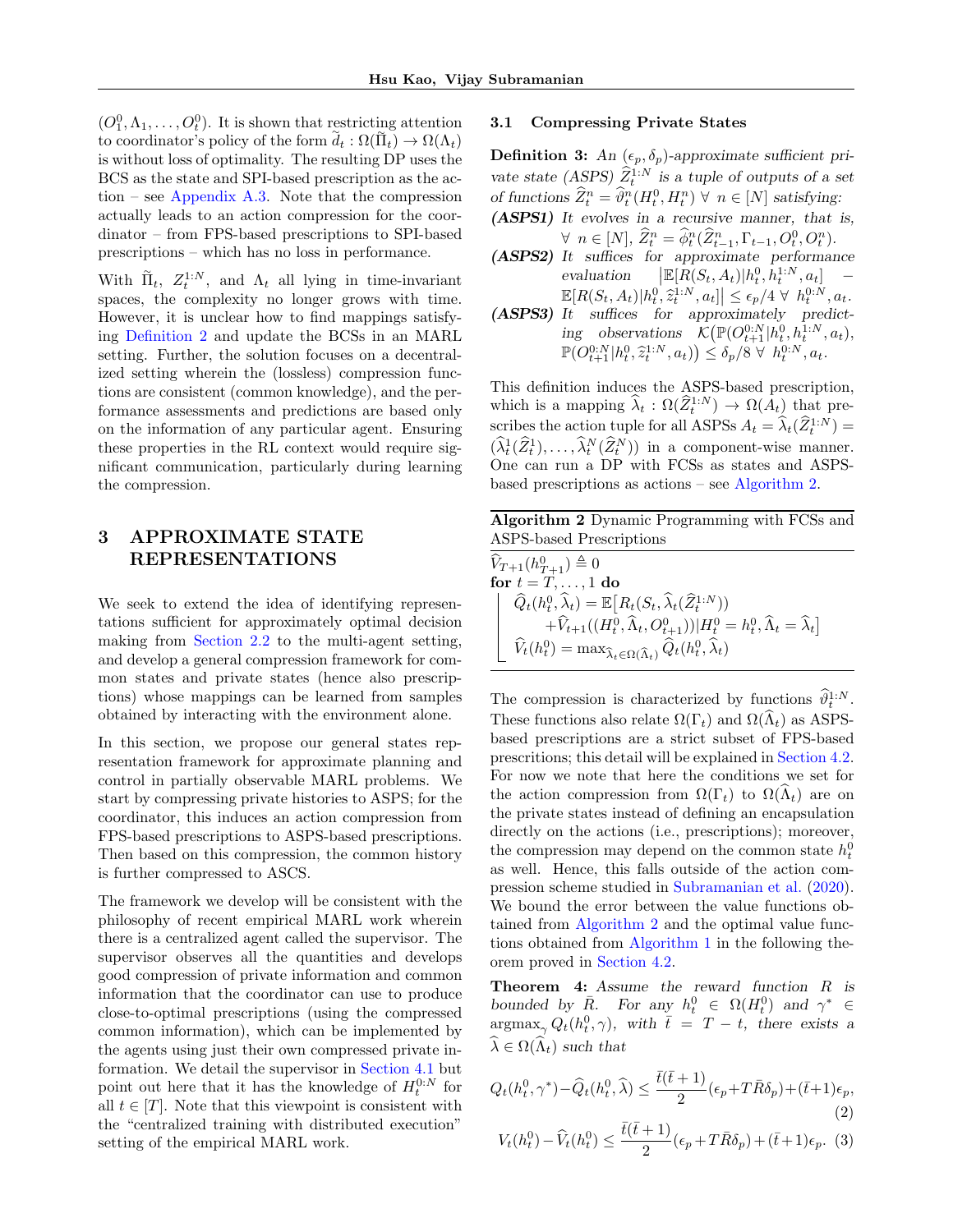$(O_1^0, \Lambda_1, \ldots, O_t^0)$. It is shown that restricting attention to coordinator's policy of the form $\tilde{d}_t : \Omega(\tilde{\Pi}_t) \to \Omega(\Lambda_t)$ is without loss of optimality. The resulting DP uses the BCS as the state and SPI-based prescription as the action – see Appendix A.3. Note that the compression actually leads to an action compression for the coordinator – from FPS-based prescriptions to SPI-based prescriptions – which has no loss in performance.

With $\tilde{\Pi}_t$, $Z_t^{1:N}$, and $\Lambda_t$ all lying in time-invariant spaces, the complexity no longer grows with time. However, it is unclear how to find mappings satisfying Definition 2 and update the BCSs in an MARL setting. Further, the solution focuses on a decentralized setting wherein the (lossless) compression functions are consistent (common knowledge), and the performance assessments and predictions are based only on the information of any particular agent. Ensuring these properties in the RL context would require significant communication, particularly during learning the compression.

# 3 APPROXIMATE STATE REPRESENTATIONS

We seek to extend the idea of identifying representations sufficient for approximately optimal decision making from Section 2.2 to the multi-agent setting, and develop a general compression framework for common states and private states (hence also prescriptions) whose mappings can be learned from samples obtained by interacting with the environment alone.

In this section, we propose our general states representation framework for approximate planning and control in partially observable MARL problems. We start by compressing private histories to ASPS; for the coordinator, this induces an action compression from FPS-based prescriptions to ASPS-based prescriptions. Then based on this compression, the common history is further compressed to ASCS.

The framework we develop will be consistent with the philosophy of recent empirical MARL work wherein there is a centralized agent called the supervisor. The supervisor observes all the quantities and develops good compression of private information and common information that the coordinator can use to produce close-to-optimal prescriptions (using the compressed common information), which can be implemented by the agents using just their own compressed private information. We detail the supervisor in Section 4.1 but point out here that it has the knowledge of $H_t^{0:N}$ for all $t \in [T]$. Note that this viewpoint is consistent with the "centralized training with distributed execution" setting of the empirical MARL work.

## 3.1 Compressing Private States

**Definition 3:** *An $(\epsilon_p, \delta_p)$-approximate sufficient private state (ASPS) $\widehat{Z}_t^{1:N}$ is a tuple of outputs of a set of functions $\widehat{Z}_t^n = \widehat{\vartheta}_t^n(H_t^0, H_t^n)\ \forall\ n \in [N]$ satisfying:*

***(ASPS1)*** *It evolves in a recursive manner, that is, $\forall\ n \in [N]$, $\widehat{Z}_t^n = \widehat{\phi}_t^n(\widehat{Z}_{t-1}^n, \Gamma_{t-1}, O_t^0, O_t^n)$.*

***(ASPS2)*** *It suffices for approximate performance evaluation $\big|\mathbb{E}[R(S_t, A_t)|h_t^0, h_t^{1:N}, a_t] - \mathbb{E}[R(S_t, A_t)|h_t^0, \hat{z}_t^{1:N}, a_t]\big| \le \epsilon_p/4\ \forall\ h_t^{0:N}, a_t$.*

***(ASPS3)*** *It suffices for approximately predicting observations $\mathcal{K}\big(\mathbb{P}(O_{t+1}^{0:N}|h_t^0, h_t^{1:N}, a_t), \mathbb{P}(O_{t+1}^{0:N}|h_t^0, \hat{z}_t^{1:N}, a_t)\big) \le \delta_p/8\ \forall\ h_t^{0:N}, a_t$.*

This definition induces the ASPS-based prescription, which is a mapping $\widehat{\lambda}_t : \Omega(\widehat{Z}_t^{1:N}) \to \Omega(A_t)$ that prescribes the action tuple for all ASPSs $A_t = \widehat{\lambda}_t(\widehat{Z}_t^{1:N}) = (\widehat{\lambda}_t^1(\widehat{Z}_t^1), \ldots, \widehat{\lambda}_t^N(\widehat{Z}_t^N))$ in a component-wise manner. One can run a DP with FCSs as states and ASPS-based prescriptions as actions – see Algorithm 2.

**Algorithm 2** Dynamic Programming with FCSs and ASPS-based Prescriptions

$\widehat{V}_{T+1}(h_{T+1}^0) \triangleq 0$
**for** $t = T, \ldots, 1$ **do**
  $\widehat{Q}_t(h_t^0, \widehat{\lambda}_t) = \mathbb{E}\big[R_t(S_t, \widehat{\lambda}_t(\widehat{Z}_t^{1:N})) + \widehat{V}_{t+1}((H_t^0, \widehat{\Lambda}_t, O_{t+1}^0))|H_t^0 = h_t^0, \widehat{\Lambda}_t = \widehat{\lambda}_t\big]$
  $\widehat{V}_t(h_t^0) = \max_{\widehat{\lambda}_t \in \Omega(\widehat{\Lambda}_t)} \widehat{Q}_t(h_t^0, \widehat{\lambda})$

The compression is characterized by functions $\widehat{\vartheta}_t^{1:N}$. These functions also relate $\Omega(\Gamma_t)$ and $\Omega(\widehat{\Lambda}_t)$ as ASPS-based prescriptions are a strict subset of FPS-based prescritions; this detail will be explained in Section 4.2. For now we note that here the conditions we set for the action compression from $\Omega(\Gamma_t)$ to $\Omega(\widehat{\Lambda}_t)$ are on the private states instead of defining an encapsulation directly on the actions (i.e., prescriptions); moreover, the compression may depend on the common state $h_t^0$ as well. Hence, this falls outside of the action compression scheme studied in Subramanian et al. (2020). We bound the error between the value functions obtained from Algorithm 2 and the optimal value functions obtained from Algorithm 1 in the following theorem proved in Section 4.2.

**Theorem 4:** *Assume the reward function $R$ is bounded by $\bar{R}$. For any $h_t^0 \in \Omega(H_t^0)$ and $\gamma^* \in \operatorname{argmax}_\gamma Q_t(h_t^0, \gamma)$, with $\bar{t} = T - t$, there exists a $\widehat{\lambda} \in \Omega(\widehat{\Lambda}_t)$ such that*

$$Q_t(h_t^0, \gamma^*) - \widehat{Q}_t(h_t^0, \widehat{\lambda}) \le \frac{\bar{t}(\bar{t}+1)}{2}(\epsilon_p + T\bar{R}\delta_p) + (\bar{t}+1)\epsilon_p, \quad (2)$$

$$V_t(h_t^0) - \widehat{V}_t(h_t^0) \le \frac{\bar{t}(\bar{t}+1)}{2}(\epsilon_p + T\bar{R}\delta_p) + (\bar{t}+1)\epsilon_p. \quad (3)$$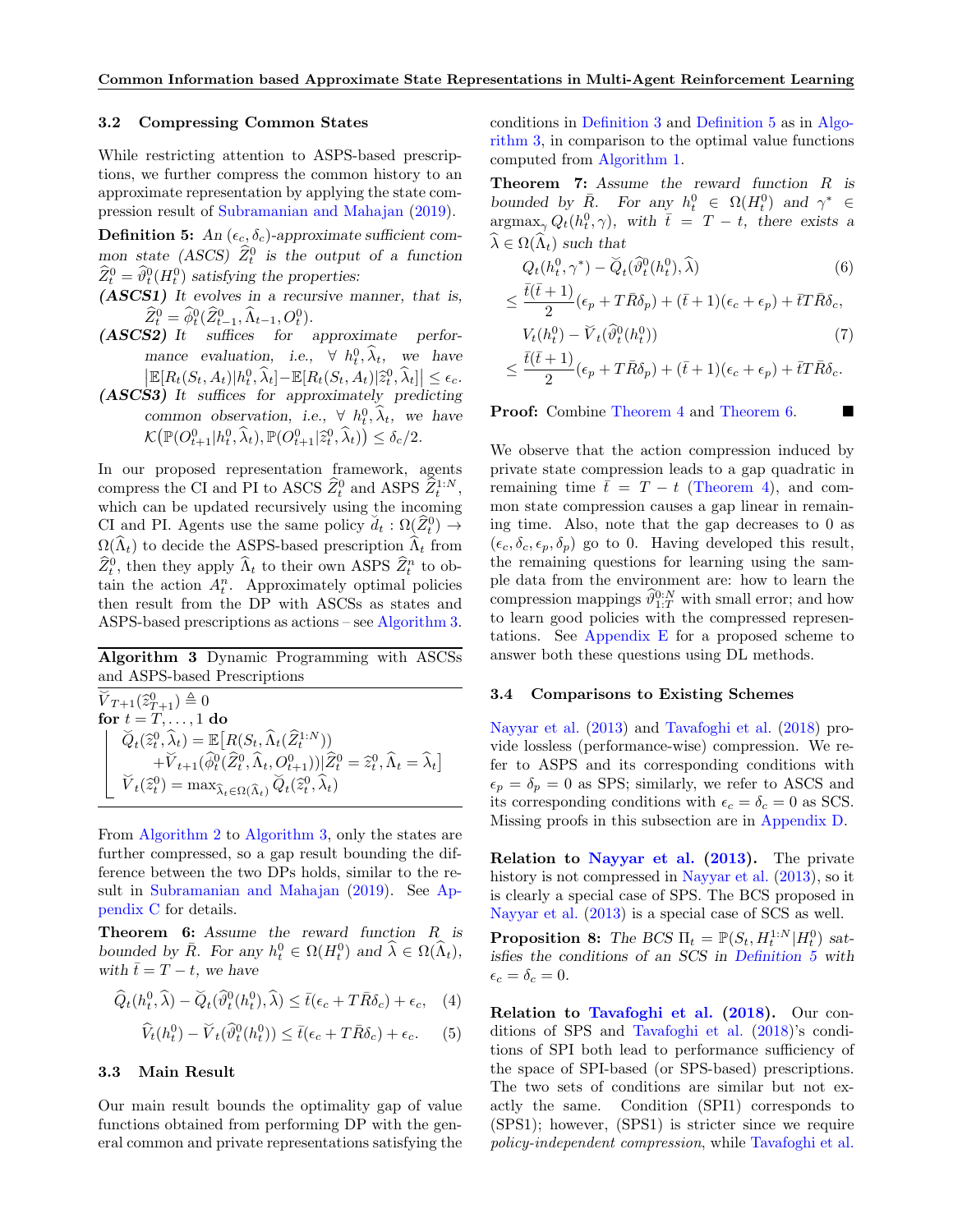### 3.2 Compressing Common States

While restricting attention to ASPS-based prescriptions, we further compress the common history to an approximate representation by applying the state compression result of Subramanian and Mahajan (2019).

**Definition 5:** *An $(\epsilon_c, \delta_c)$-approximate sufficient common state (ASCS) $\widehat{Z}^0_t$ is the output of a function $\widehat{Z}^0_t = \widehat{\vartheta}^0_t(H^0_t)$ satisfying the properties:*

***(ASCS1)*** *It evolves in a recursive manner, that is, $\widehat{Z}^0_t = \widehat{\phi}^0_t(\widehat{Z}^0_{t-1}, \widehat{\Lambda}_{t-1}, O^0_t)$.*

***(ASCS2)*** *It suffices for approximate performance evaluation, i.e., $\forall\ h^0_t, \widehat{\lambda}_t$, we have $\left|\mathbb{E}[R_t(S_t, A_t)|h^0_t, \widehat{\lambda}_t] - \mathbb{E}[R_t(S_t, A_t)|\widehat{z}^0_t, \widehat{\lambda}_t]\right| \le \epsilon_c$.*

***(ASCS3)*** *It suffices for approximately predicting common observation, i.e., $\forall\ h^0_t, \widehat{\lambda}_t$, we have $\mathcal{K}\big(\mathbb{P}(O^0_{t+1}|h^0_t, \widehat{\lambda}_t), \mathbb{P}(O^0_{t+1}|\widehat{z}^0_t, \widehat{\lambda}_t)\big) \le \delta_c/2$.*

In our proposed representation framework, agents compress the CI and PI to ASCS $\widehat{Z}^0_t$ and ASPS $\widehat{Z}^{1:N}_t$, which can be updated recursively using the incoming CI and PI. Agents use the same policy $\breve{d}_t : \Omega(\widehat{Z}^0_t) \to \Omega(\widehat{\Lambda}_t)$ to decide the ASPS-based prescription $\widehat{\Lambda}_t$ from $\widehat{Z}^0_t$, then they apply $\widehat{\Lambda}_t$ to their own ASPS $\widehat{Z}^n_t$ to obtain the action $A^n_t$. Approximately optimal policies then result from the DP with ASCSs as states and ASPS-based prescriptions as actions – see Algorithm 3.

**Algorithm 3** Dynamic Programming with ASCSs and ASPS-based Prescriptions

```
V̆_{T+1}(ẑ^0_{T+1}) ≜ 0
for t = T, ..., 1 do
    Q̆_t(ẑ^0_t, λ̂_t) = E[ R(S_t, Λ̂_t(Ẑ^{1:N}_t))
        + V̆_{t+1}(φ̂^0_t(Ẑ^0_t, Λ̂_t, O^0_{t+1})) | Ẑ^0_t = ẑ^0_t, Λ̂_t = λ̂_t ]
    V̆_t(ẑ^0_t) = max_{λ̂_t ∈ Ω(Λ̂_t)} Q̆_t(ẑ^0_t, λ̂_t)
```

From Algorithm 2 to Algorithm 3, only the states are further compressed, so a gap result bounding the difference between the two DPs holds, similar to the result in Subramanian and Mahajan (2019). See Appendix C for details.

**Theorem 6:** *Assume the reward function $R$ is bounded by $\bar{R}$. For any $h^0_t \in \Omega(H^0_t)$ and $\widehat{\lambda} \in \Omega(\widehat{\Lambda}_t)$, with $\bar{t} = T - t$, we have*

$$\widehat{Q}_t(h^0_t, \widehat{\lambda}) - \breve{Q}_t(\widehat{\vartheta}^0_t(h^0_t), \widehat{\lambda}) \le \bar{t}(\epsilon_c + T\bar{R}\delta_c) + \epsilon_c, \quad (4)$$

$$\widehat{V}_t(h^0_t) - \breve{V}_t(\widehat{\vartheta}^0_t(h^0_t)) \le \bar{t}(\epsilon_c + T\bar{R}\delta_c) + \epsilon_c. \quad (5)$$

### 3.3 Main Result

Our main result bounds the optimality gap of value functions obtained from performing DP with the general common and private representations satisfying the conditions in Definition 3 and Definition 5 as in Algorithm 3, in comparison to the optimal value functions computed from Algorithm 1.

**Theorem 7:** *Assume the reward function $R$ is bounded by $\bar{R}$. For any $h^0_t \in \Omega(H^0_t)$ and $\gamma^* \in \operatorname{argmax}_\gamma Q_t(h^0_t, \gamma)$, with $\bar{t} = T - t$, there exists a $\widehat{\lambda} \in \Omega(\widehat{\Lambda}_t)$ such that*

$$Q_t(h^0_t, \gamma^*) - \breve{Q}_t(\widehat{\vartheta}^0_t(h^0_t), \widehat{\lambda}) \quad (6)$$
$$\le \frac{\bar{t}(\bar{t}+1)}{2}(\epsilon_p + T\bar{R}\delta_p) + (\bar{t}+1)(\epsilon_c + \epsilon_p) + \bar{t}T\bar{R}\delta_c,$$

$$V_t(h^0_t) - \breve{V}_t(\widehat{\vartheta}^0_t(h^0_t)) \quad (7)$$
$$\le \frac{\bar{t}(\bar{t}+1)}{2}(\epsilon_p + T\bar{R}\delta_p) + (\bar{t}+1)(\epsilon_c + \epsilon_p) + \bar{t}T\bar{R}\delta_c.$$

**Proof:** Combine Theorem 4 and Theorem 6. ■

We observe that the action compression induced by private state compression leads to a gap quadratic in remaining time $\bar{t} = T - t$ (Theorem 4), and common state compression causes a gap linear in remaining time. Also, note that the gap decreases to 0 as $(\epsilon_c, \delta_c, \epsilon_p, \delta_p)$ go to 0. Having developed this result, the remaining questions for learning using the sample data from the environment are: how to learn the compression mappings $\widehat{\vartheta}^{0:N}_{1:T}$ with small error; and how to learn good policies with the compressed representations. See Appendix E for a proposed scheme to answer both these questions using DL methods.

### 3.4 Comparisons to Existing Schemes

Nayyar et al. (2013) and Tavafoghi et al. (2018) provide lossless (performance-wise) compression. We refer to ASPS and its corresponding conditions with $\epsilon_p = \delta_p = 0$ as SPS; similarly, we refer to ASCS and its corresponding conditions with $\epsilon_c = \delta_c = 0$ as SCS. Missing proofs in this subsection are in Appendix D.

**Relation to Nayyar et al. (2013).** The private history is not compressed in Nayyar et al. (2013), so it is clearly a special case of SPS. The BCS proposed in Nayyar et al. (2013) is a special case of SCS as well.

**Proposition 8:** *The BCS $\Pi_t = \mathbb{P}(S_t, H^{1:N}_t|H^0_t)$ satisfies the conditions of an SCS in Definition 5 with $\epsilon_c = \delta_c = 0$.*

**Relation to Tavafoghi et al. (2018).** Our conditions of SPS and Tavafoghi et al. (2018)'s conditions of SPI both lead to performance sufficiency of the space of SPI-based (or SPS-based) prescriptions. The two sets of conditions are similar but not exactly the same. Condition (SPI1) corresponds to (SPS1); however, (SPS1) is stricter since we require *policy-independent compression*, while Tavafoghi et al.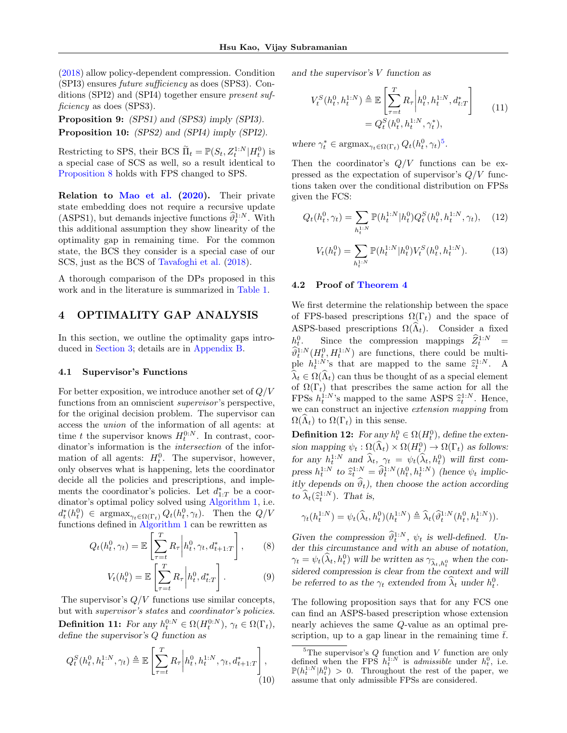(2018) allow policy-dependent compression. Condition (SPI3) ensures *future sufficiency* as does (SPS3). Conditions (SPI2) and (SPI4) together ensure *present sufficiency* as does (SPS3).

**Proposition 9:** *(SPS1) and (SPS3) imply (SPI3).*

**Proposition 10:** *(SPS2) and (SPI4) imply (SPI2).*

Restricting to SPS, their BCS $\widetilde{\Pi}_t = \mathbb{P}(S_t, Z_t^{1:N}|H_t^0)$ is a special case of SCS as well, so a result identical to Proposition 8 holds with FPS changed to SPS.

**Relation to Mao et al. (2020).** Their private state embedding does not require a recursive update (ASPS1), but demands injective functions $\widehat{\vartheta}_t^{1:N}$. With this additional assumption they show linearity of the optimality gap in remaining time. For the common state, the BCS they consider is a special case of our SCS, just as the BCS of Tavafoghi et al. (2018).

A thorough comparison of the DPs proposed in this work and in the literature is summarized in Table 1.

## 4 OPTIMALITY GAP ANALYSIS

In this section, we outline the optimality gaps introduced in Section 3; details are in Appendix B.

### 4.1 Supervisor's Functions

For better exposition, we introduce another set of $Q/V$ functions from an omniscient *supervisor*'s perspective, for the original decision problem. The supervisor can access the *union* of the information of all agents: at time $t$ the supervisor knows $H_t^{0:N}$. In contrast, coordinator's information is the *intersection* of the information of all agents: $H_t^0$. The supervisor, however, only observes what is happening, lets the coordinator decide all the policies and prescriptions, and implements the coordinator's policies. Let $d^*_{1:T}$ be a coordinator's optimal policy solved using Algorithm 1, i.e. $d_t^*(h_t^0) \in \operatorname{argmax}_{\gamma_t \in \Omega(\Gamma_t)} Q_t(h_t^0, \gamma_t)$. Then the $Q/V$ functions defined in Algorithm 1 can be rewritten as

$$Q_t(h_t^0, \gamma_t) = \mathbb{E}\left[\sum_{\tau=t}^{T} R_\tau \middle| h_t^0, \gamma_t, d^*_{t+1:T}\right], \tag{8}$$

$$V_t(h_t^0) = \mathbb{E}\left[\sum_{\tau=t}^{T} R_\tau \middle| h_t^0, d^*_{t:T}\right]. \tag{9}$$

The supervisor's $Q/V$ functions use similar concepts, but with *supervisor's states* and *coordinator's policies*.

**Definition 11:** *For any $h_t^{0:N} \in \Omega(H_t^{0:N})$, $\gamma_t \in \Omega(\Gamma_t)$, define the supervisor's $Q$ function as*

$$Q_t^S(h_t^0, h_t^{1:N}, \gamma_t) \triangleq \mathbb{E}\left[\sum_{\tau=t}^{T} R_\tau \middle| h_t^0, h_t^{1:N}, \gamma_t, d^*_{t+1:T}\right], \tag{10}$$

*and the supervisor's $V$ function as*

$$\begin{aligned} V_t^S(h_t^0, h_t^{1:N}) &\triangleq \mathbb{E}\left[\sum_{\tau=t}^{T} R_\tau \middle| h_t^0, h_t^{1:N}, d^*_{t:T}\right] \\ &= Q_t^S(h_t^0, h_t^{1:N}, \gamma_t^*), \end{aligned} \tag{11}$$

*where $\gamma_t^* \in \operatorname{argmax}_{\gamma_t \in \Omega(\Gamma_t)} Q_t(h_t^0, \gamma_t)$*[5]*.*

Then the coordinator's $Q/V$ functions can be expressed as the expectation of supervisor's $Q/V$ functions taken over the conditional distribution on FPSs given the FCS:

$$Q_t(h_t^0, \gamma_t) = \sum_{h_t^{1:N}} \mathbb{P}(h_t^{1:N}|h_t^0) Q_t^S(h_t^0, h_t^{1:N}, \gamma_t), \tag{12}$$

$$V_t(h_t^0) = \sum_{h_t^{1:N}} \mathbb{P}(h_t^{1:N}|h_t^0) V_t^S(h_t^0, h_t^{1:N}). \tag{13}$$

### 4.2 Proof of Theorem 4

We first determine the relationship between the space of FPS-based prescriptions $\Omega(\Gamma_t)$ and the space of ASPS-based prescriptions $\Omega(\widehat{\Lambda}_t)$. Consider a fixed $h_t^0$. Since the compression mappings $\widehat{Z}_t^{1:N} = \widehat{\vartheta}_t^{1:N}(H_t^0, H_t^{1:N})$ are functions, there could be multiple $h_t^{1:N}$'s that are mapped to the same $\widehat{z}_t^{1:N}$. A $\widehat{\lambda}_t \in \Omega(\widehat{\Lambda}_t)$ can thus be thought of as a special element of $\Omega(\Gamma_t)$ that prescribes the same action for all the FPSs $h_t^{1:N}$'s mapped to the same ASPS $\widehat{z}_t^{1:N}$. Hence, we can construct an injective *extension mapping* from $\Omega(\widehat{\Lambda}_t)$ to $\Omega(\Gamma_t)$ in this sense.

**Definition 12:** *For any $h_t^0 \in \Omega(H_t^0)$, define the extension mapping $\psi_t : \Omega(\widehat{\Lambda}_t) \times \Omega(H_t^0) \to \Omega(\Gamma_t)$ as follows: for any $h_t^{1:N}$ and $\widehat{\lambda}_t$, $\gamma_t = \psi_t(\widehat{\lambda}_t, h_t^0)$ will first compress $h_t^{1:N}$ to $\widehat{z}_t^{1:N} = \widehat{\vartheta}_t^{1:N}(h_t^0, h_t^{1:N})$ (hence $\psi_t$ implicitly depends on $\widehat{\vartheta}_t$), then choose the action according to $\widehat{\lambda}_t(\widehat{z}_t^{1:N})$. That is,*

$$\gamma_t(h_t^{1:N}) = \psi_t(\widehat{\lambda}_t, h_t^0)(h_t^{1:N}) \triangleq \widehat{\lambda}_t(\widehat{\vartheta}_t^{1:N}(h_t^0, h_t^{1:N})).$$

*Given the compression $\widehat{\vartheta}_t^{1:N}$, $\psi_t$ is well-defined. Under this circumstance and with an abuse of notation, $\gamma_t = \psi_t(\widehat{\lambda}_t, h_t^0)$ will be written as $\gamma_{\widehat{\lambda}_t, h_t^0}$ when the considered compression is clear from the context and will be referred to as the $\gamma_t$ extended from $\widehat{\lambda}_t$ under $h_t^0$.*

The following proposition says that for any FCS one can find an ASPS-based prescription whose extension nearly achieves the same $Q$-value as an optimal prescription, up to a gap linear in the remaining time $\bar{t}$.

[5] The supervisor's $Q$ function and $V$ function are only defined when the FPS $h_t^{1:N}$ is *admissible* under $h_t^0$, i.e. $\mathbb{P}(h_t^{1:N}|h_t^0) > 0$. Throughout the rest of the paper, we assume that only admissible FPSs are considered.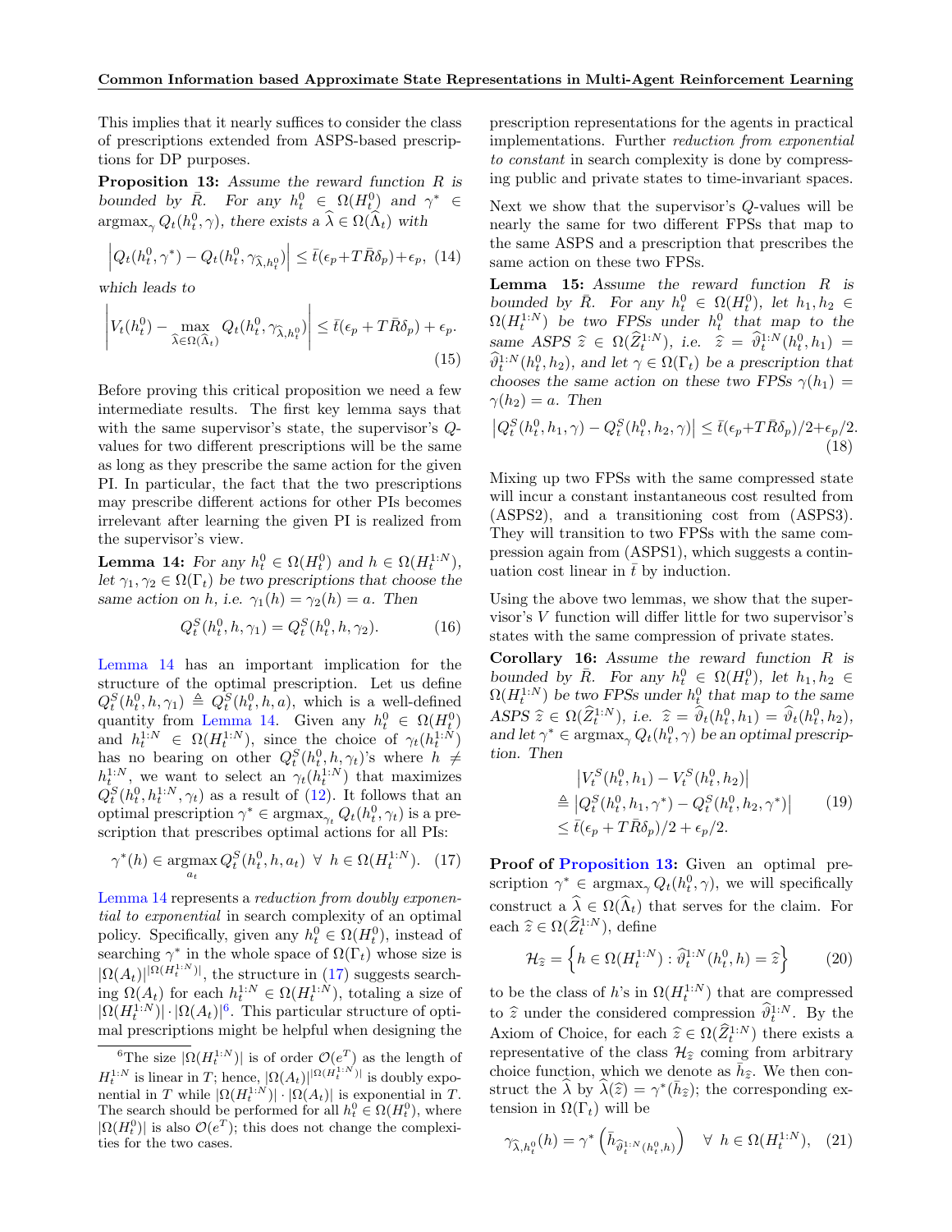This implies that it nearly suffices to consider the class of prescriptions extended from ASPS-based prescriptions for DP purposes.

**Proposition 13:** *Assume the reward function $R$ is bounded by $\bar{R}$. For any $h_t^0 \in \Omega(H_t^0)$ and $\gamma^* \in \operatorname{argmax}_\gamma Q_t(h_t^0, \gamma)$, there exists a $\widehat{\lambda} \in \Omega(\widehat{\Lambda}_t)$ with*

$$\left| Q_t(h_t^0, \gamma^*) - Q_t(h_t^0, \gamma_{\widehat{\lambda}, h_t^0}) \right| \leq \bar{t}(\epsilon_p + T\bar{R}\delta_p) + \epsilon_p, \quad (14)$$

*which leads to*

$$\left| V_t(h_t^0) - \max_{\widehat{\lambda} \in \Omega(\widehat{\Lambda}_t)} Q_t(h_t^0, \gamma_{\widehat{\lambda}, h_t^0}) \right| \leq \bar{t}(\epsilon_p + T\bar{R}\delta_p) + \epsilon_p. \quad (15)$$

Before proving this critical proposition we need a few intermediate results. The first key lemma says that with the same supervisor's state, the supervisor's $Q$-values for two different prescriptions will be the same as long as they prescribe the same action for the given PI. In particular, the fact that the two prescriptions may prescribe different actions for other PIs becomes irrelevant after learning the given PI is realized from the supervisor's view.

**Lemma 14:** *For any $h_t^0 \in \Omega(H_t^0)$ and $h \in \Omega(H_t^{1:N})$, let $\gamma_1, \gamma_2 \in \Omega(\Gamma_t)$ be two prescriptions that choose the same action on $h$, i.e. $\gamma_1(h) = \gamma_2(h) = a$. Then*

$$Q_t^S(h_t^0, h, \gamma_1) = Q_t^S(h_t^0, h, \gamma_2). \quad (16)$$

Lemma 14 has an important implication for the structure of the optimal prescription. Let us define $Q_t^S(h_t^0, h, \gamma_1) \triangleq Q_t^S(h_t^0, h, a)$, which is a well-defined quantity from Lemma 14. Given any $h_t^0 \in \Omega(H_t^0)$ and $h_t^{1:N} \in \Omega(H_t^{1:N})$, since the choice of $\gamma_t(h_t^{1:N})$ has no bearing on other $Q_t^S(h_t^0, h, \gamma_t)$'s where $h \neq h_t^{1:N}$, we want to select an $\gamma_t(h_t^{1:N})$ that maximizes $Q_t^S(h_t^0, h_t^{1:N}, \gamma_t)$ as a result of (12). It follows that an optimal prescription $\gamma^* \in \operatorname{argmax}_{\gamma_t} Q_t(h_t^0, \gamma_t)$ is a prescription that prescribes optimal actions for all PIs:

$$\gamma^*(h) \in \operatorname*{argmax}_{a_t} Q_t^S(h_t^0, h, a_t) \;\; \forall \;\; h \in \Omega(H_t^{1:N}). \quad (17)$$

Lemma 14 represents a *reduction from doubly exponential to exponential* in search complexity of an optimal policy. Specifically, given any $h_t^0 \in \Omega(H_t^0)$, instead of searching $\gamma^*$ in the whole space of $\Omega(\Gamma_t)$ whose size is $|\Omega(A_t)|^{|\Omega(H_t^{1:N})|}$, the structure in (17) suggests searching $\Omega(A_t)$ for each $h_t^{1:N} \in \Omega(H_t^{1:N})$, totaling a size of $|\Omega(H_t^{1:N})| \cdot |\Omega(A_t)|$[6]. This particular structure of optimal prescriptions might be helpful when designing the prescription representations for the agents in practical implementations. Further *reduction from exponential to constant* in search complexity is done by compressing public and private states to time-invariant spaces.

Next we show that the supervisor's $Q$-values will be nearly the same for two different FPSs that map to the same ASPS and a prescription that prescribes the same action on these two FPSs.

**Lemma 15:** *Assume the reward function $R$ is bounded by $\bar{R}$. For any $h_t^0 \in \Omega(H_t^0)$, let $h_1, h_2 \in \Omega(H_t^{1:N})$ be two FPSs under $h_t^0$ that map to the same ASPS $\widehat{z} \in \Omega(\widehat{Z}_t^{1:N})$, i.e. $\widehat{z} = \widehat{\vartheta}_t^{1:N}(h_t^0, h_1) = \widehat{\vartheta}_t^{1:N}(h_t^0, h_2)$, and let $\gamma \in \Omega(\Gamma_t)$ be a prescription that chooses the same action on these two FPSs $\gamma(h_1) = \gamma(h_2) = a$. Then*

$$\left| Q_t^S(h_t^0, h_1, \gamma) - Q_t^S(h_t^0, h_2, \gamma) \right| \leq \bar{t}(\epsilon_p + T\bar{R}\delta_p)/2 + \epsilon_p/2. \quad (18)$$

Mixing up two FPSs with the same compressed state will incur a constant instantaneous cost resulted from (ASPS2), and a transitioning cost from (ASPS3). They will transition to two FPSs with the same compression again from (ASPS1), which suggests a continuation cost linear in $\bar{t}$ by induction.

Using the above two lemmas, we show that the supervisor's $V$ function will differ little for two supervisor's states with the same compression of private states.

**Corollary 16:** *Assume the reward function $R$ is bounded by $\bar{R}$. For any $h_t^0 \in \Omega(H_t^0)$, let $h_1, h_2 \in \Omega(H_t^{1:N})$ be two FPSs under $h_t^0$ that map to the same ASPS $\widehat{z} \in \Omega(\widehat{Z}_t^{1:N})$, i.e. $\widehat{z} = \widehat{\vartheta}_t(h_t^0, h_1) = \widehat{\vartheta}_t(h_t^0, h_2)$, and let $\gamma^* \in \operatorname{argmax}_\gamma Q_t(h_t^0, \gamma)$ be an optimal prescription. Then*

$$\begin{aligned} &\left| V_t^S(h_t^0, h_1) - V_t^S(h_t^0, h_2) \right| \\ \triangleq &\left| Q_t^S(h_t^0, h_1, \gamma^*) - Q_t^S(h_t^0, h_2, \gamma^*) \right| \\ \leq &\; \bar{t}(\epsilon_p + T\bar{R}\delta_p)/2 + \epsilon_p/2. \end{aligned} \quad (19)$$

**Proof of Proposition 13:** Given an optimal prescription $\gamma^* \in \operatorname{argmax}_\gamma Q_t(h_t^0, \gamma)$, we will specifically construct a $\widehat{\lambda} \in \Omega(\widehat{\Lambda}_t)$ that serves for the claim. For each $\widehat{z} \in \Omega(\widehat{Z}_t^{1:N})$, define

$$\mathcal{H}_{\widehat{z}} = \left\{ h \in \Omega(H_t^{1:N}) : \widehat{\vartheta}_t^{1:N}(h_t^0, h) = \widehat{z} \right\} \quad (20)$$

to be the class of $h$'s in $\Omega(H_t^{1:N})$ that are compressed to $\widehat{z}$ under the considered compression $\widehat{\vartheta}_t^{1:N}$. By the Axiom of Choice, for each $\widehat{z} \in \Omega(\widehat{Z}_t^{1:N})$ there exists a representative of the class $\mathcal{H}_{\widehat{z}}$ coming from arbitrary choice function, which we denote as $\bar{h}_{\widehat{z}}$. We then construct the $\widehat{\lambda}$ by $\widehat{\lambda}(\widehat{z}) = \gamma^*(\bar{h}_{\widehat{z}})$; the corresponding extension in $\Omega(\Gamma_t)$ will be

$$\gamma_{\widehat{\lambda}, h_t^0}(h) = \gamma^*\left(\bar{h}_{\widehat{\vartheta}_t^{1:N}(h_t^0, h)}\right) \quad \forall \;\; h \in \Omega(H_t^{1:N}), \quad (21)$$

[6] The size $|\Omega(H_t^{1:N})|$ is of order $\mathcal{O}(e^T)$ as the length of $H_t^{1:N}$ is linear in $T$; hence, $|\Omega(A_t)|^{|\Omega(H_t^{1:N})|}$ is doubly exponential in $T$ while $|\Omega(H_t^{1:N})| \cdot |\Omega(A_t)|$ is exponential in $T$. The search should be performed for all $h_t^0 \in \Omega(H_t^0)$, where $|\Omega(H_t^0)|$ is also $\mathcal{O}(e^T)$; this does not change the complexities for the two cases.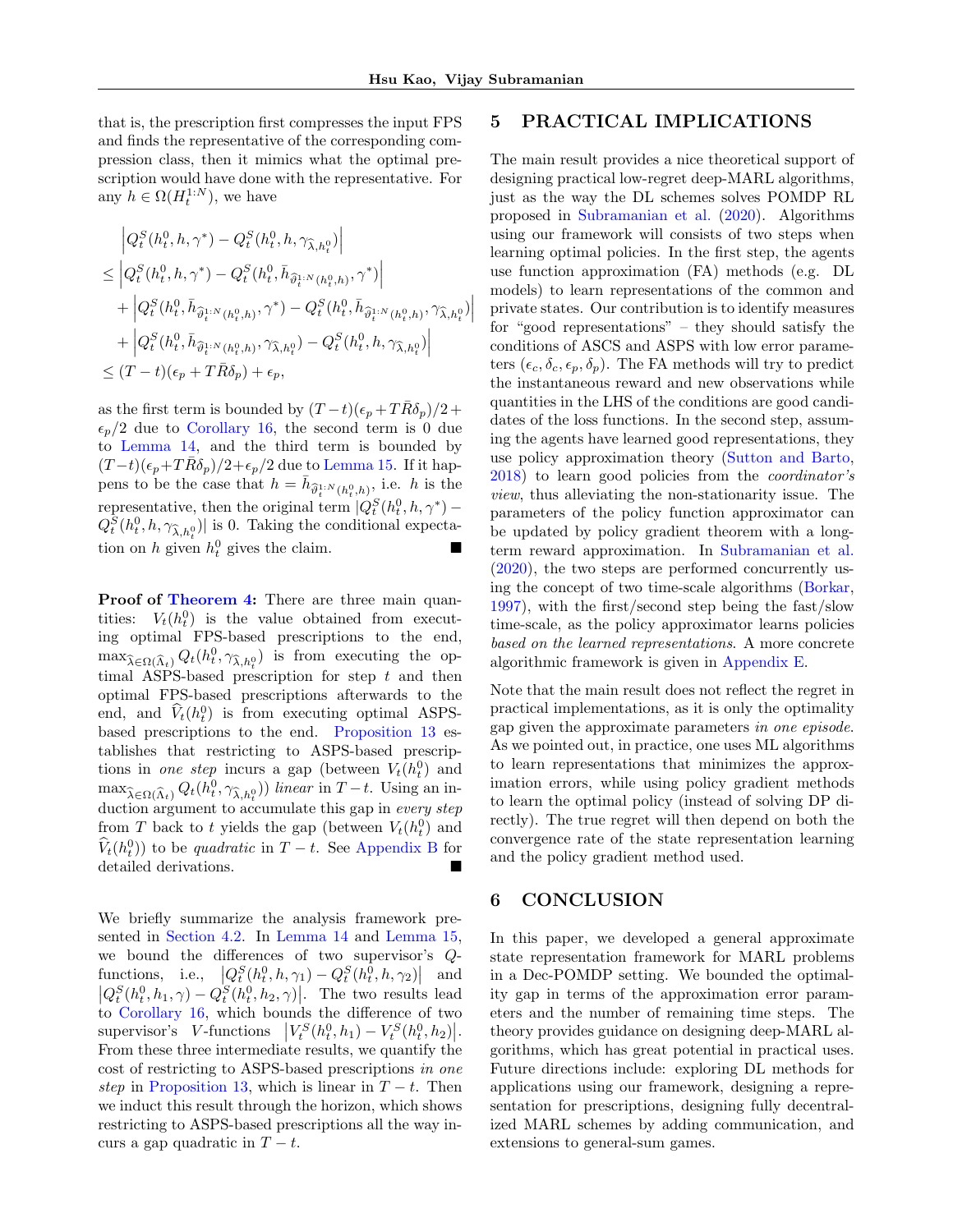that is, the prescription first compresses the input FPS and finds the representative of the corresponding compression class, then it mimics what the optimal prescription would have done with the representative. For any $h \in \Omega(H_t^{1:N})$, we have

$$
\begin{aligned}
&\left|Q_t^S(h_t^0, h, \gamma^*) - Q_t^S(h_t^0, h, \gamma_{\widehat{\lambda}, h_t^0})\right| \\
\leq &\left|Q_t^S(h_t^0, h, \gamma^*) - Q_t^S(h_t^0, \bar{h}_{\widehat{\vartheta}_t^{1:N}(h_t^0, h)}, \gamma^*)\right| \\
&+ \left|Q_t^S(h_t^0, \bar{h}_{\widehat{\vartheta}_t^{1:N}(h_t^0, h)}, \gamma^*) - Q_t^S(h_t^0, \bar{h}_{\widehat{\vartheta}_t^{1:N}(h_t^0, h)}, \gamma_{\widehat{\lambda}, h_t^0})\right| \\
&+ \left|Q_t^S(h_t^0, \bar{h}_{\widehat{\vartheta}_t^{1:N}(h_t^0, h)}, \gamma_{\widehat{\lambda}, h_t^0}) - Q_t^S(h_t^0, h, \gamma_{\widehat{\lambda}, h_t^0})\right| \\
\leq &(T-t)(\epsilon_p + T\bar{R}\delta_p) + \epsilon_p,
\end{aligned}
$$

as the first term is bounded by $(T-t)(\epsilon_p + T\bar{R}\delta_p)/2 + \epsilon_p/2$ due to Corollary 16, the second term is 0 due to Lemma 14, and the third term is bounded by $(T-t)(\epsilon_p + T\bar{R}\delta_p)/2 + \epsilon_p/2$ due to Lemma 15. If it happens to be the case that $h = \bar{h}_{\widehat{\vartheta}_t^{1:N}(h_t^0, h)}$, i.e. $h$ is the representative, then the original term $|Q_t^S(h_t^0, h, \gamma^*) - Q_t^S(h_t^0, h, \gamma_{\widehat{\lambda}, h_t^0})|$ is 0. Taking the conditional expectation on $h$ given $h_t^0$ gives the claim. ∎

**Proof of Theorem 4:** There are three main quantities: $V_t(h_t^0)$ is the value obtained from executing optimal FPS-based prescriptions to the end, $\max_{\widehat{\lambda} \in \Omega(\widehat{\Lambda}_t)} Q_t(h_t^0, \gamma_{\widehat{\lambda}, h_t^0})$ is from executing the optimal ASPS-based prescription for step $t$ and then optimal FPS-based prescriptions afterwards to the end, and $\widehat{V}_t(h_t^0)$ is from executing optimal ASPS-based prescriptions to the end. Proposition 13 establishes that restricting to ASPS-based prescriptions in *one step* incurs a gap (between $V_t(h_t^0)$ and $\max_{\widehat{\lambda} \in \Omega(\widehat{\Lambda}_t)} Q_t(h_t^0, \gamma_{\widehat{\lambda}, h_t^0})$) *linear* in $T-t$. Using an induction argument to accumulate this gap in *every step* from $T$ back to $t$ yields the gap (between $V_t(h_t^0)$ and $\widehat{V}_t(h_t^0)$) to be *quadratic* in $T-t$. See Appendix B for detailed derivations. ∎

We briefly summarize the analysis framework presented in Section 4.2. In Lemma 14 and Lemma 15, we bound the differences of two supervisor's $Q$-functions, i.e., $\left|Q_t^S(h_t^0, h, \gamma_1) - Q_t^S(h_t^0, h, \gamma_2)\right|$ and $\left|Q_t^S(h_t^0, h_1, \gamma) - Q_t^S(h_t^0, h_2, \gamma)\right|$. The two results lead to Corollary 16, which bounds the difference of two supervisor's $V$-functions $\left|V_t^S(h_t^0, h_1) - V_t^S(h_t^0, h_2)\right|$. From these three intermediate results, we quantify the cost of restricting to ASPS-based prescriptions *in one step* in Proposition 13, which is linear in $T-t$. Then we induct this result through the horizon, which shows restricting to ASPS-based prescriptions all the way incurs a gap quadratic in $T-t$.

## 5 PRACTICAL IMPLICATIONS

The main result provides a nice theoretical support of designing practical low-regret deep-MARL algorithms, just as the way the DL schemes solves POMDP RL proposed in Subramanian et al. (2020). Algorithms using our framework will consists of two steps when learning optimal policies. In the first step, the agents use function approximation (FA) methods (e.g. DL models) to learn representations of the common and private states. Our contribution is to identify measures for "good representations" – they should satisfy the conditions of ASCS and ASPS with low error parameters ($\epsilon_c, \delta_c, \epsilon_p, \delta_p$). The FA methods will try to predict the instantaneous reward and new observations while quantities in the LHS of the conditions are good candidates of the loss functions. In the second step, assuming the agents have learned good representations, they use policy approximation theory (Sutton and Barto, 2018) to learn good policies from the *coordinator's view*, thus alleviating the non-stationarity issue. The parameters of the policy function approximator can be updated by policy gradient theorem with a long-term reward approximation. In Subramanian et al. (2020), the two steps are performed concurrently using the concept of two time-scale algorithms (Borkar, 1997), with the first/second step being the fast/slow time-scale, as the policy approximator learns policies *based on the learned representations*. A more concrete algorithmic framework is given in Appendix E.

Note that the main result does not reflect the regret in practical implementations, as it is only the optimality gap given the approximate parameters *in one episode*. As we pointed out, in practice, one uses ML algorithms to learn representations that minimizes the approximation errors, while using policy gradient methods to learn the optimal policy (instead of solving DP directly). The true regret will then depend on both the convergence rate of the state representation learning and the policy gradient method used.

## 6 CONCLUSION

In this paper, we developed a general approximate state representation framework for MARL problems in a Dec-POMDP setting. We bounded the optimality gap in terms of the approximation error parameters and the number of remaining time steps. The theory provides guidance on designing deep-MARL algorithms, which has great potential in practical uses. Future directions include: exploring DL methods for applications using our framework, designing a representation for prescriptions, designing fully decentralized MARL schemes by adding communication, and extensions to general-sum games.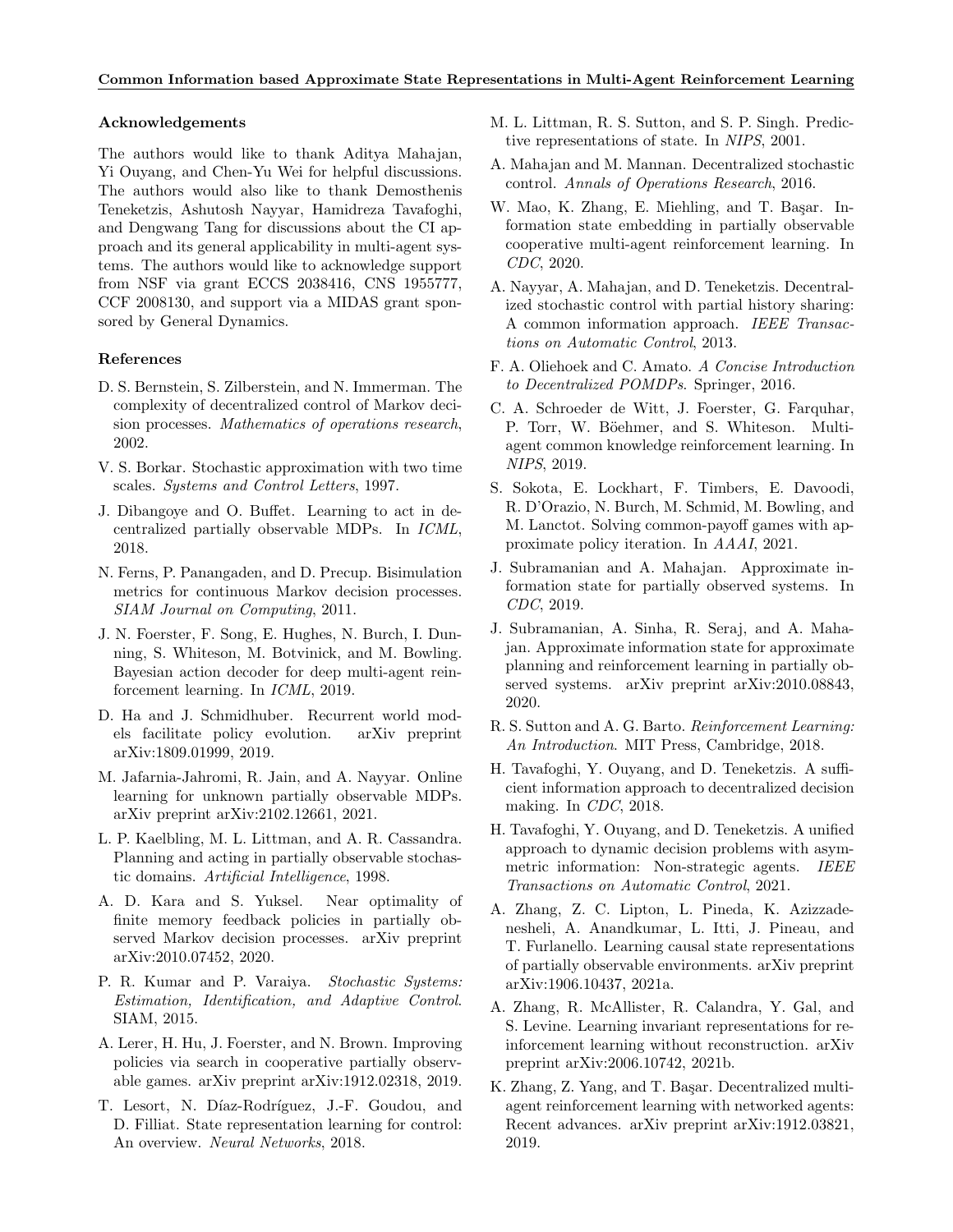### Acknowledgements

The authors would like to thank Aditya Mahajan, Yi Ouyang, and Chen-Yu Wei for helpful discussions. The authors would also like to thank Demosthenis Teneketzis, Ashutosh Nayyar, Hamidreza Tavafoghi, and Dengwang Tang for discussions about the CI approach and its general applicability in multi-agent systems. The authors would like to acknowledge support from NSF via grant ECCS 2038416, CNS 1955777, CCF 2008130, and support via a MIDAS grant sponsored by General Dynamics.

### References

D. S. Bernstein, S. Zilberstein, and N. Immerman. The complexity of decentralized control of Markov decision processes. *Mathematics of operations research*, 2002.

V. S. Borkar. Stochastic approximation with two time scales. *Systems and Control Letters*, 1997.

J. Dibangoye and O. Buffet. Learning to act in decentralized partially observable MDPs. In *ICML*, 2018.

N. Ferns, P. Panangaden, and D. Precup. Bisimulation metrics for continuous Markov decision processes. *SIAM Journal on Computing*, 2011.

J. N. Foerster, F. Song, E. Hughes, N. Burch, I. Dunning, S. Whiteson, M. Botvinick, and M. Bowling. Bayesian action decoder for deep multi-agent reinforcement learning. In *ICML*, 2019.

D. Ha and J. Schmidhuber. Recurrent world models facilitate policy evolution. arXiv preprint arXiv:1809.01999, 2019.

M. Jafarnia-Jahromi, R. Jain, and A. Nayyar. Online learning for unknown partially observable MDPs. arXiv preprint arXiv:2102.12661, 2021.

L. P. Kaelbling, M. L. Littman, and A. R. Cassandra. Planning and acting in partially observable stochastic domains. *Artificial Intelligence*, 1998.

A. D. Kara and S. Yuksel. Near optimality of finite memory feedback policies in partially observed Markov decision processes. arXiv preprint arXiv:2010.07452, 2020.

P. R. Kumar and P. Varaiya. *Stochastic Systems: Estimation, Identification, and Adaptive Control*. SIAM, 2015.

A. Lerer, H. Hu, J. Foerster, and N. Brown. Improving policies via search in cooperative partially observable games. arXiv preprint arXiv:1912.02318, 2019.

T. Lesort, N. Díaz-Rodríguez, J.-F. Goudou, and D. Filliat. State representation learning for control: An overview. *Neural Networks*, 2018.

M. L. Littman, R. S. Sutton, and S. P. Singh. Predictive representations of state. In *NIPS*, 2001.

A. Mahajan and M. Mannan. Decentralized stochastic control. *Annals of Operations Research*, 2016.

W. Mao, K. Zhang, E. Miehling, and T. Başar. Information state embedding in partially observable cooperative multi-agent reinforcement learning. In *CDC*, 2020.

A. Nayyar, A. Mahajan, and D. Teneketzis. Decentralized stochastic control with partial history sharing: A common information approach. *IEEE Transactions on Automatic Control*, 2013.

F. A. Oliehoek and C. Amato. *A Concise Introduction to Decentralized POMDPs*. Springer, 2016.

C. A. Schroeder de Witt, J. Foerster, G. Farquhar, P. Torr, W. Böehmer, and S. Whiteson. Multi-agent common knowledge reinforcement learning. In *NIPS*, 2019.

S. Sokota, E. Lockhart, F. Timbers, E. Davoodi, R. D'Orazio, N. Burch, M. Schmid, M. Bowling, and M. Lanctot. Solving common-payoff games with approximate policy iteration. In *AAAI*, 2021.

J. Subramanian and A. Mahajan. Approximate information state for partially observed systems. In *CDC*, 2019.

J. Subramanian, A. Sinha, R. Seraj, and A. Mahajan. Approximate information state for approximate planning and reinforcement learning in partially observed systems. arXiv preprint arXiv:2010.08843, 2020.

R. S. Sutton and A. G. Barto. *Reinforcement Learning: An Introduction*. MIT Press, Cambridge, 2018.

H. Tavafoghi, Y. Ouyang, and D. Teneketzis. A sufficient information approach to decentralized decision making. In *CDC*, 2018.

H. Tavafoghi, Y. Ouyang, and D. Teneketzis. A unified approach to dynamic decision problems with asymmetric information: Non-strategic agents. *IEEE Transactions on Automatic Control*, 2021.

A. Zhang, Z. C. Lipton, L. Pineda, K. Azizzadenesheli, A. Anandkumar, L. Itti, J. Pineau, and T. Furlanello. Learning causal state representations of partially observable environments. arXiv preprint arXiv:1906.10437, 2021a.

A. Zhang, R. McAllister, R. Calandra, Y. Gal, and S. Levine. Learning invariant representations for reinforcement learning without reconstruction. arXiv preprint arXiv:2006.10742, 2021b.

K. Zhang, Z. Yang, and T. Başar. Decentralized multi-agent reinforcement learning with networked agents: Recent advances. arXiv preprint arXiv:1912.03821, 2019.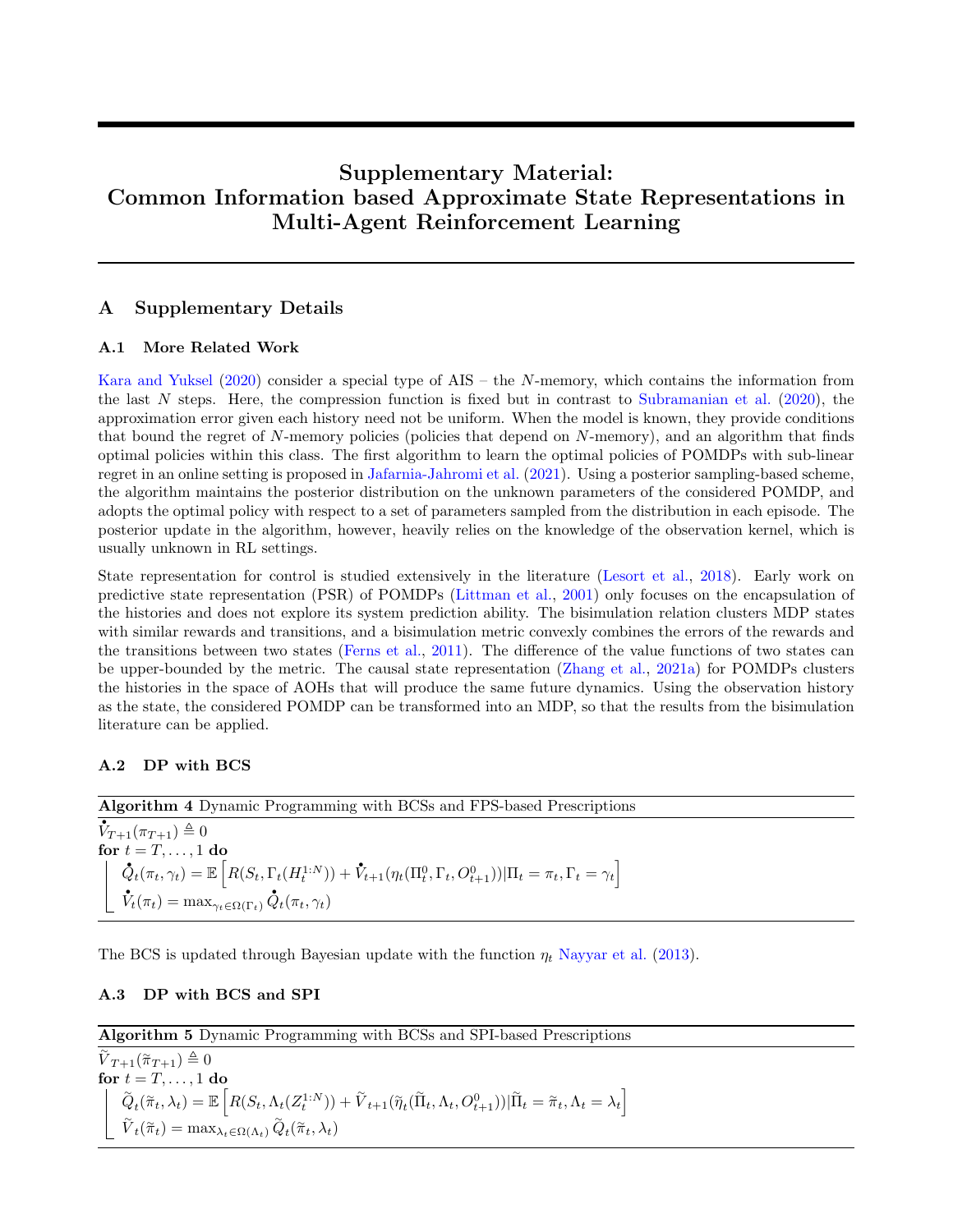# Supplementary Material: Common Information based Approximate State Representations in Multi-Agent Reinforcement Learning

## A Supplementary Details

### A.1 More Related Work

Kara and Yuksel (2020) consider a special type of AIS – the $N$-memory, which contains the information from the last $N$ steps. Here, the compression function is fixed but in contrast to Subramanian et al. (2020), the approximation error given each history need not be uniform. When the model is known, they provide conditions that bound the regret of $N$-memory policies (policies that depend on $N$-memory), and an algorithm that finds optimal policies within this class. The first algorithm to learn the optimal policies of POMDPs with sub-linear regret in an online setting is proposed in Jafarnia-Jahromi et al. (2021). Using a posterior sampling-based scheme, the algorithm maintains the posterior distribution on the unknown parameters of the considered POMDP, and adopts the optimal policy with respect to a set of parameters sampled from the distribution in each episode. The posterior update in the algorithm, however, heavily relies on the knowledge of the observation kernel, which is usually unknown in RL settings.

State representation for control is studied extensively in the literature (Lesort et al., 2018). Early work on predictive state representation (PSR) of POMDPs (Littman et al., 2001) only focuses on the encapsulation of the histories and does not explore its system prediction ability. The bisimulation relation clusters MDP states with similar rewards and transitions, and a bisimulation metric convexly combines the errors of the rewards and the transitions between two states (Ferns et al., 2011). The difference of the value functions of two states can be upper-bounded by the metric. The causal state representation (Zhang et al., 2021a) for POMDPs clusters the histories in the space of AOHs that will produce the same future dynamics. Using the observation history as the state, the considered POMDP can be transformed into an MDP, so that the results from the bisimulation literature can be applied.

### A.2 DP with BCS

**Algorithm 4** Dynamic Programming with BCSs and FPS-based Prescriptions

$\overset{\bullet}{V}_{T+1}(\pi_{T+1}) \triangleq 0$
**for** $t = T, \ldots, 1$ **do**
$\quad \overset{\bullet}{Q}_t(\pi_t, \gamma_t) = \mathbb{E}\left[R(S_t, \Gamma_t(H_t^{1:N})) + \overset{\bullet}{V}_{t+1}(\eta_t(\Pi_t^0, \Gamma_t, O_{t+1}^0)) | \Pi_t = \pi_t, \Gamma_t = \gamma_t\right]$
$\quad \overset{\bullet}{V}_t(\pi_t) = \max_{\gamma_t \in \Omega(\Gamma_t)} \overset{\bullet}{Q}_t(\pi_t, \gamma_t)$

The BCS is updated through Bayesian update with the function $\eta_t$ Nayyar et al. (2013).

### A.3 DP with BCS and SPI

**Algorithm 5** Dynamic Programming with BCSs and SPI-based Prescriptions

$\widetilde{V}_{T+1}(\widetilde{\pi}_{T+1}) \triangleq 0$
**for** $t = T, \ldots, 1$ **do**
$\quad \widetilde{Q}_t(\widetilde{\pi}_t, \lambda_t) = \mathbb{E}\left[R(S_t, \Lambda_t(Z_t^{1:N})) + \widetilde{V}_{t+1}(\widetilde{\eta}_t(\widetilde{\Pi}_t, \Lambda_t, O_{t+1}^0)) | \widetilde{\Pi}_t = \widetilde{\pi}_t, \Lambda_t = \lambda_t\right]$
$\quad \widetilde{V}_t(\widetilde{\pi}_t) = \max_{\lambda_t \in \Omega(\Lambda_t)} \widetilde{Q}_t(\widetilde{\pi}_t, \lambda_t)$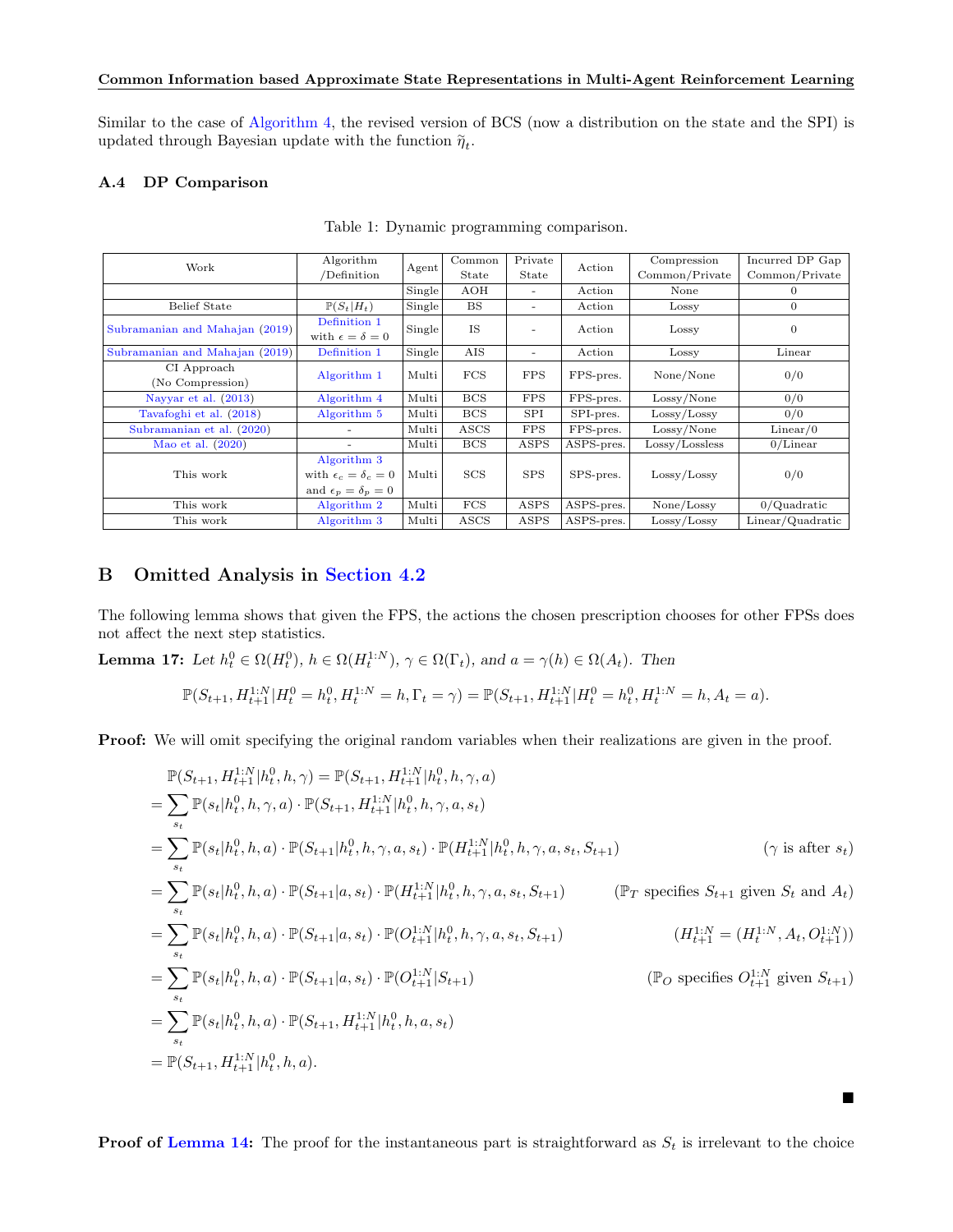Similar to the case of Algorithm 4, the revised version of BCS (now a distribution on the state and the SPI) is updated through Bayesian update with the function $\tilde{\eta}_t$.

### A.4 DP Comparison

Table 1: Dynamic programming comparison.

| Work | Algorithm /Definition | Agent | Common State | Private State | Action | Compression Common/Private | Incurred DP Gap Common/Private |
|---|---|---|---|---|---|---|---|
| | | Single | AOH | - | Action | None | 0 |
| Belief State | $\mathbb{P}(S_t\|H_t)$ | Single | BS | - | Action | Lossy | 0 |
| Subramanian and Mahajan (2019) | Definition 1 with $\epsilon = \delta = 0$ | Single | IS | - | Action | Lossy | 0 |
| Subramanian and Mahajan (2019) | Definition 1 | Single | AIS | - | Action | Lossy | Linear |
| CI Approach (No Compression) | Algorithm 1 | Multi | FCS | FPS | FPS-pres. | None/None | 0/0 |
| Nayyar et al. (2013) | Algorithm 4 | Multi | BCS | FPS | FPS-pres. | Lossy/None | 0/0 |
| Tavafoghi et al. (2018) | Algorithm 5 | Multi | BCS | SPI | SPI-pres. | Lossy/Lossy | 0/0 |
| Subramanian et al. (2020) | - | Multi | ASCS | FPS | FPS-pres. | Lossy/None | Linear/0 |
| Mao et al. (2020) | - | Multi | BCS | ASPS | ASPS-pres. | Lossy/Lossless | 0/Linear |
| This work | Algorithm 3 with $\epsilon_c = \delta_c = 0$ and $\epsilon_p = \delta_p = 0$ | Multi | SCS | SPS | SPS-pres. | Lossy/Lossy | 0/0 |
| This work | Algorithm 2 | Multi | FCS | ASPS | ASPS-pres. | None/Lossy | 0/Quadratic |
| This work | Algorithm 3 | Multi | ASCS | ASPS | ASPS-pres. | Lossy/Lossy | Linear/Quadratic |

## B Omitted Analysis in Section 4.2

The following lemma shows that given the FPS, the actions the chosen prescription chooses for other FPSs does not affect the next step statistics.

**Lemma 17:** *Let $h_t^0 \in \Omega(H_t^0)$, $h \in \Omega(H_t^{1:N})$, $\gamma \in \Omega(\Gamma_t)$, and $a = \gamma(h) \in \Omega(A_t)$. Then*

$$\mathbb{P}(S_{t+1}, H_{t+1}^{1:N} | H_t^0 = h_t^0, H_t^{1:N} = h, \Gamma_t = \gamma) = \mathbb{P}(S_{t+1}, H_{t+1}^{1:N} | H_t^0 = h_t^0, H_t^{1:N} = h, A_t = a).$$

**Proof:** We will omit specifying the original random variables when their realizations are given in the proof.

$$\begin{aligned}
&\mathbb{P}(S_{t+1}, H_{t+1}^{1:N} | h_t^0, h, \gamma) = \mathbb{P}(S_{t+1}, H_{t+1}^{1:N} | h_t^0, h, \gamma, a) \\
&= \sum_{s_t} \mathbb{P}(s_t | h_t^0, h, \gamma, a) \cdot \mathbb{P}(S_{t+1}, H_{t+1}^{1:N} | h_t^0, h, \gamma, a, s_t) \\
&= \sum_{s_t} \mathbb{P}(s_t | h_t^0, h, a) \cdot \mathbb{P}(S_{t+1} | h_t^0, h, \gamma, a, s_t) \cdot \mathbb{P}(H_{t+1}^{1:N} | h_t^0, h, \gamma, a, s_t, S_{t+1}) && (\gamma \text{ is after } s_t) \\
&= \sum_{s_t} \mathbb{P}(s_t | h_t^0, h, a) \cdot \mathbb{P}(S_{t+1} | a, s_t) \cdot \mathbb{P}(H_{t+1}^{1:N} | h_t^0, h, \gamma, a, s_t, S_{t+1}) && (\mathbb{P}_T \text{ specifies } S_{t+1} \text{ given } S_t \text{ and } A_t) \\
&= \sum_{s_t} \mathbb{P}(s_t | h_t^0, h, a) \cdot \mathbb{P}(S_{t+1} | a, s_t) \cdot \mathbb{P}(O_{t+1}^{1:N} | h_t^0, h, \gamma, a, s_t, S_{t+1}) && (H_{t+1}^{1:N} = (H_t^{1:N}, A_t, O_{t+1}^{1:N})) \\
&= \sum_{s_t} \mathbb{P}(s_t | h_t^0, h, a) \cdot \mathbb{P}(S_{t+1} | a, s_t) \cdot \mathbb{P}(O_{t+1}^{1:N} | S_{t+1}) && (\mathbb{P}_O \text{ specifies } O_{t+1}^{1:N} \text{ given } S_{t+1}) \\
&= \sum_{s_t} \mathbb{P}(s_t | h_t^0, h, a) \cdot \mathbb{P}(S_{t+1}, H_{t+1}^{1:N} | h_t^0, h, a, s_t) \\
&= \mathbb{P}(S_{t+1}, H_{t+1}^{1:N} | h_t^0, h, a).
\end{aligned}$$

■

**Proof of Lemma 14:** The proof for the instantaneous part is straightforward as $S_t$ is irrelevant to the choice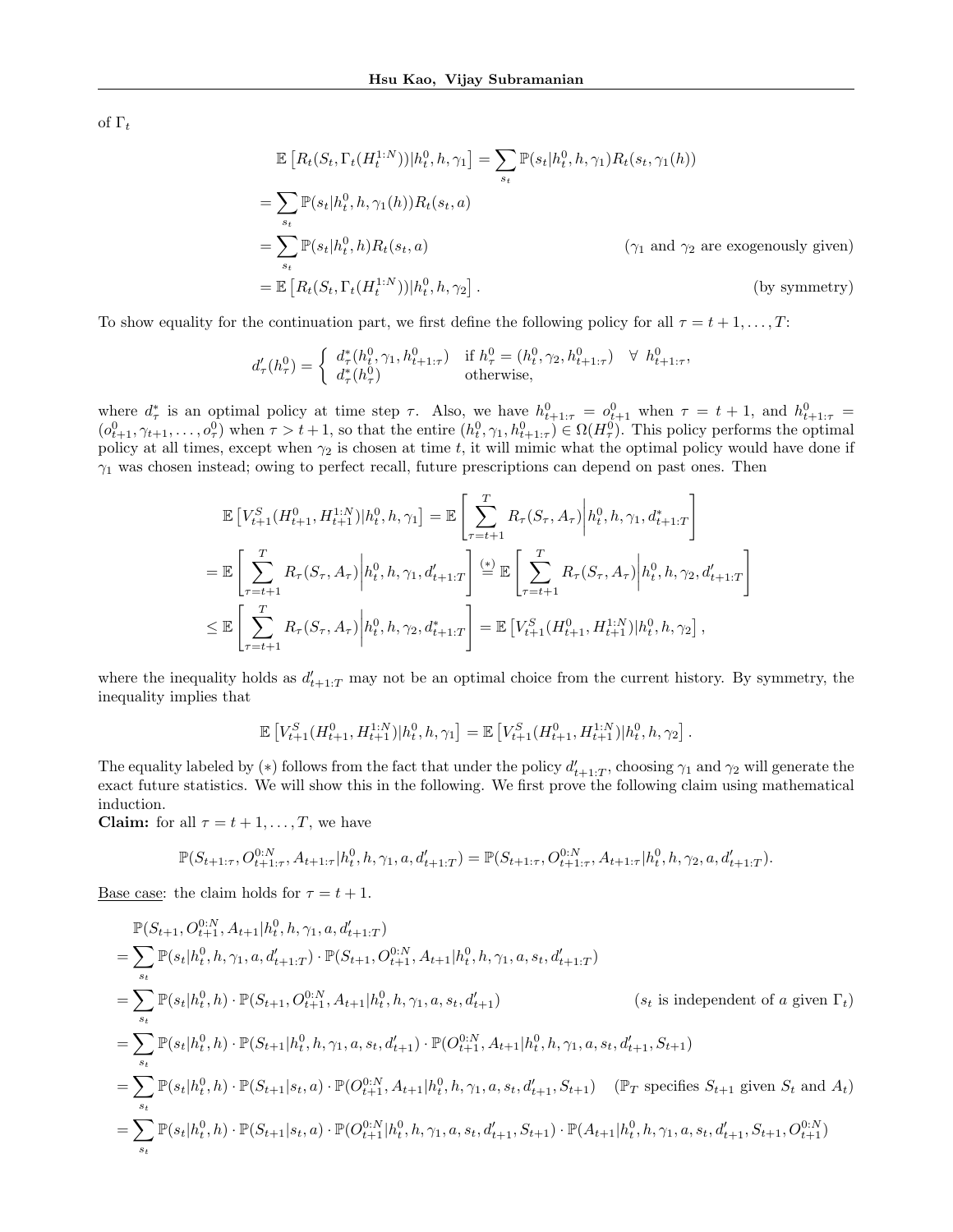of $\Gamma_t$

$$
\begin{aligned}
&\mathbb{E}\left[R_t(S_t, \Gamma_t(H_t^{1:N}))|h_t^0, h, \gamma_1\right] = \sum_{s_t} \mathbb{P}(s_t|h_t^0, h, \gamma_1) R_t(s_t, \gamma_1(h)) \\
&= \sum_{s_t} \mathbb{P}(s_t|h_t^0, h, \gamma_1(h)) R_t(s_t, a) \\
&= \sum_{s_t} \mathbb{P}(s_t|h_t^0, h) R_t(s_t, a) && (\gamma_1 \text{ and } \gamma_2 \text{ are exogenously given}) \\
&= \mathbb{E}\left[R_t(S_t, \Gamma_t(H_t^{1:N}))|h_t^0, h, \gamma_2\right]. && \text{(by symmetry)}
\end{aligned}
$$

To show equality for the continuation part, we first define the following policy for all $\tau = t+1, \dots, T$:

$$
d'_\tau(h_\tau^0) = \begin{cases} d^*_\tau(h_t^0, \gamma_1, h_{t+1:\tau}^0) & \text{if } h_\tau^0 = (h_t^0, \gamma_2, h_{t+1:\tau}^0) \quad \forall\ h_{t+1:\tau}^0, \\ d^*_\tau(h_\tau^0) & \text{otherwise,} \end{cases}
$$

where $d^*_\tau$ is an optimal policy at time step $\tau$. Also, we have $h_{t+1:\tau}^0 = o_{t+1}^0$ when $\tau = t+1$, and $h_{t+1:\tau}^0 = (o_{t+1}^0, \gamma_{t+1}, \dots, o_\tau^0)$ when $\tau > t+1$, so that the entire $(h_t^0, \gamma_1, h_{t+1:\tau}^0) \in \Omega(H_\tau^0)$. This policy performs the optimal policy at all times, except when $\gamma_2$ is chosen at time $t$, it will mimic what the optimal policy would have done if $\gamma_1$ was chosen instead; owing to perfect recall, future prescriptions can depend on past ones. Then

$$
\begin{aligned}
&\mathbb{E}\left[V_{t+1}^S(H_{t+1}^0, H_{t+1}^{1:N})|h_t^0, h, \gamma_1\right] = \mathbb{E}\left[\sum_{\tau=t+1}^T R_\tau(S_\tau, A_\tau)\middle|h_t^0, h, \gamma_1, d^*_{t+1:T}\right] \\
&= \mathbb{E}\left[\sum_{\tau=t+1}^T R_\tau(S_\tau, A_\tau)\middle|h_t^0, h, \gamma_1, d'_{t+1:T}\right] \overset{(*)}{=} \mathbb{E}\left[\sum_{\tau=t+1}^T R_\tau(S_\tau, A_\tau)\middle|h_t^0, h, \gamma_2, d'_{t+1:T}\right] \\
&\le \mathbb{E}\left[\sum_{\tau=t+1}^T R_\tau(S_\tau, A_\tau)\middle|h_t^0, h, \gamma_2, d^*_{t+1:T}\right] = \mathbb{E}\left[V_{t+1}^S(H_{t+1}^0, H_{t+1}^{1:N})|h_t^0, h, \gamma_2\right],
\end{aligned}
$$

where the inequality holds as $d'_{t+1:T}$ may not be an optimal choice from the current history. By symmetry, the inequality implies that

$$
\mathbb{E}\left[V_{t+1}^S(H_{t+1}^0, H_{t+1}^{1:N})|h_t^0, h, \gamma_1\right] = \mathbb{E}\left[V_{t+1}^S(H_{t+1}^0, H_{t+1}^{1:N})|h_t^0, h, \gamma_2\right].
$$

The equality labeled by $(*)$ follows from the fact that under the policy $d'_{t+1:T}$, choosing $\gamma_1$ and $\gamma_2$ will generate the exact future statistics. We will show this in the following. We first prove the following claim using mathematical induction.

**Claim:** for all $\tau = t+1, \dots, T$, we have

$$
\mathbb{P}(S_{t+1:\tau}, O_{t+1:\tau}^{0:N}, A_{t+1:\tau}|h_t^0, h, \gamma_1, a, d'_{t+1:T}) = \mathbb{P}(S_{t+1:\tau}, O_{t+1:\tau}^{0:N}, A_{t+1:\tau}|h_t^0, h, \gamma_2, a, d'_{t+1:T}).
$$

Base case: the claim holds for $\tau = t+1$.

$$
\begin{aligned}
&\mathbb{P}(S_{t+1}, O_{t+1}^{0:N}, A_{t+1}|h_t^0, h, \gamma_1, a, d'_{t+1:T}) \\
&= \sum_{s_t} \mathbb{P}(s_t|h_t^0, h, \gamma_1, a, d'_{t+1:T}) \cdot \mathbb{P}(S_{t+1}, O_{t+1}^{0:N}, A_{t+1}|h_t^0, h, \gamma_1, a, s_t, d'_{t+1:T}) \\
&= \sum_{s_t} \mathbb{P}(s_t|h_t^0, h) \cdot \mathbb{P}(S_{t+1}, O_{t+1}^{0:N}, A_{t+1}|h_t^0, h, \gamma_1, a, s_t, d'_{t+1}) && (s_t \text{ is independent of } a \text{ given } \Gamma_t) \\
&= \sum_{s_t} \mathbb{P}(s_t|h_t^0, h) \cdot \mathbb{P}(S_{t+1}|h_t^0, h, \gamma_1, a, s_t, d'_{t+1}) \cdot \mathbb{P}(O_{t+1}^{0:N}, A_{t+1}|h_t^0, h, \gamma_1, a, s_t, d'_{t+1}, S_{t+1}) \\
&= \sum_{s_t} \mathbb{P}(s_t|h_t^0, h) \cdot \mathbb{P}(S_{t+1}|s_t, a) \cdot \mathbb{P}(O_{t+1}^{0:N}, A_{t+1}|h_t^0, h, \gamma_1, a, s_t, d'_{t+1}, S_{t+1}) && (\mathbb{P}_T \text{ specifies } S_{t+1} \text{ given } S_t \text{ and } A_t) \\
&= \sum_{s_t} \mathbb{P}(s_t|h_t^0, h) \cdot \mathbb{P}(S_{t+1}|s_t, a) \cdot \mathbb{P}(O_{t+1}^{0:N}|h_t^0, h, \gamma_1, a, s_t, d'_{t+1}, S_{t+1}) \cdot \mathbb{P}(A_{t+1}|h_t^0, h, \gamma_1, a, s_t, d'_{t+1}, S_{t+1}, O_{t+1}^{0:N})
\end{aligned}
$$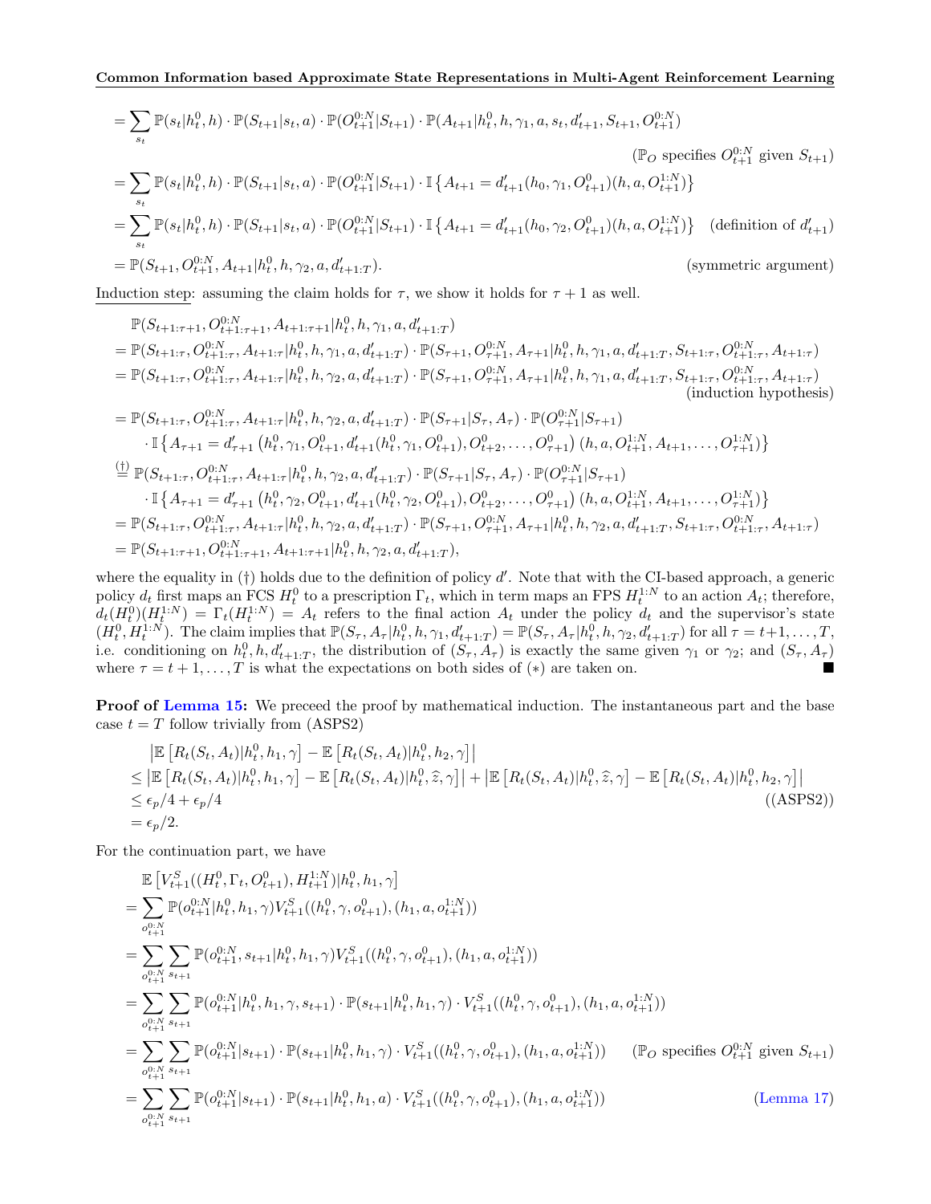$$
\begin{aligned}
&= \sum_{s_t} \mathbb{P}(s_t|h_t^0, h) \cdot \mathbb{P}(S_{t+1}|s_t, a) \cdot \mathbb{P}(O_{t+1}^{0:N}|S_{t+1}) \cdot \mathbb{P}(A_{t+1}|h_t^0, h, \gamma_1, a, s_t, d'_{t+1}, S_{t+1}, O_{t+1}^{0:N}) \\
&\qquad\qquad\qquad\qquad\qquad\qquad\qquad\qquad\qquad\qquad\qquad\qquad (\mathbb{P}_O \text{ specifies } O_{t+1}^{0:N} \text{ given } S_{t+1}) \\
&= \sum_{s_t} \mathbb{P}(s_t|h_t^0, h) \cdot \mathbb{P}(S_{t+1}|s_t, a) \cdot \mathbb{P}(O_{t+1}^{0:N}|S_{t+1}) \cdot \mathbb{I}\left\{A_{t+1} = d'_{t+1}(h_0, \gamma_1, O_{t+1}^0)(h, a, O_{t+1}^{1:N})\right\} \\
&= \sum_{s_t} \mathbb{P}(s_t|h_t^0, h) \cdot \mathbb{P}(S_{t+1}|s_t, a) \cdot \mathbb{P}(O_{t+1}^{0:N}|S_{t+1}) \cdot \mathbb{I}\left\{A_{t+1} = d'_{t+1}(h_0, \gamma_2, O_{t+1}^0)(h, a, O_{t+1}^{1:N})\right\} \quad (\text{definition of } d'_{t+1}) \\
&= \mathbb{P}(S_{t+1}, O_{t+1}^{0:N}, A_{t+1}|h_t^0, h, \gamma_2, a, d'_{t+1:T}). \qquad\qquad\qquad\qquad\qquad\qquad (\text{symmetric argument})
\end{aligned}
$$

Induction step: assuming the claim holds for $\tau$, we show it holds for $\tau+1$ as well.

$$
\begin{aligned}
&\mathbb{P}(S_{t+1:\tau+1}, O_{t+1:\tau+1}^{0:N}, A_{t+1:\tau+1}|h_t^0, h, \gamma_1, a, d'_{t+1:T}) \\
&= \mathbb{P}(S_{t+1:\tau}, O_{t+1:\tau}^{0:N}, A_{t+1:\tau}|h_t^0, h, \gamma_1, a, d'_{t+1:T}) \cdot \mathbb{P}(S_{\tau+1}, O_{\tau+1}^{0:N}, A_{\tau+1}|h_t^0, h, \gamma_1, a, d'_{t+1:T}, S_{t+1:\tau}, O_{t+1:\tau}^{0:N}, A_{t+1:\tau}) \\
&= \mathbb{P}(S_{t+1:\tau}, O_{t+1:\tau}^{0:N}, A_{t+1:\tau}|h_t^0, h, \gamma_2, a, d'_{t+1:T}) \cdot \mathbb{P}(S_{\tau+1}, O_{\tau+1}^{0:N}, A_{\tau+1}|h_t^0, h, \gamma_1, a, d'_{t+1:T}, S_{t+1:\tau}, O_{t+1:\tau}^{0:N}, A_{t+1:\tau}) \\
&\qquad\qquad\qquad\qquad\qquad\qquad\qquad\qquad\qquad\qquad\qquad\qquad\qquad\qquad\qquad (\text{induction hypothesis}) \\
&= \mathbb{P}(S_{t+1:\tau}, O_{t+1:\tau}^{0:N}, A_{t+1:\tau}|h_t^0, h, \gamma_2, a, d'_{t+1:T}) \cdot \mathbb{P}(S_{\tau+1}|S_\tau, A_\tau) \cdot \mathbb{P}(O_{\tau+1}^{0:N}|S_{\tau+1}) \\
&\qquad \cdot \mathbb{I}\left\{A_{\tau+1} = d'_{\tau+1}\left(h_t^0, \gamma_1, O_{t+1}^0, d'_{t+1}(h_t^0, \gamma_1, O_{t+1}^0), O_{t+2}^0, \dots, O_{\tau+1}^0\right)(h, a, O_{t+1}^{1:N}, A_{t+1}, \dots, O_{\tau+1}^{1:N})\right\} \\
&\overset{(\dagger)}{=} \mathbb{P}(S_{t+1:\tau}, O_{t+1:\tau}^{0:N}, A_{t+1:\tau}|h_t^0, h, \gamma_2, a, d'_{t+1:T}) \cdot \mathbb{P}(S_{\tau+1}|S_\tau, A_\tau) \cdot \mathbb{P}(O_{\tau+1}^{0:N}|S_{\tau+1}) \\
&\qquad \cdot \mathbb{I}\left\{A_{\tau+1} = d'_{\tau+1}\left(h_t^0, \gamma_2, O_{t+1}^0, d'_{t+1}(h_t^0, \gamma_2, O_{t+1}^0), O_{t+2}^0, \dots, O_{\tau+1}^0\right)(h, a, O_{t+1}^{1:N}, A_{t+1}, \dots, O_{\tau+1}^{1:N})\right\} \\
&= \mathbb{P}(S_{t+1:\tau}, O_{t+1:\tau}^{0:N}, A_{t+1:\tau}|h_t^0, h, \gamma_2, a, d'_{t+1:T}) \cdot \mathbb{P}(S_{\tau+1}, O_{\tau+1}^{0:N}, A_{\tau+1}|h_t^0, h, \gamma_2, a, d'_{t+1:T}, S_{t+1:\tau}, O_{t+1:\tau}^{0:N}, A_{t+1:\tau}) \\
&= \mathbb{P}(S_{t+1:\tau+1}, O_{t+1:\tau+1}^{0:N}, A_{t+1:\tau+1}|h_t^0, h, \gamma_2, a, d'_{t+1:T}),
\end{aligned}
$$

where the equality in ($\dagger$) holds due to the definition of policy $d'$. Note that with the CI-based approach, a generic policy $d_t$ first maps an FCS $H_t^0$ to a prescription $\Gamma_t$, which in term maps an FPS $H_t^{1:N}$ to an action $A_t$; therefore, $d_t(H_t^0)(H_t^{1:N}) = \Gamma_t(H_t^{1:N}) = A_t$ refers to the final action $A_t$ under the policy $d_t$ and the supervisor's state $(H_t^0, H_t^{1:N})$. The claim implies that $\mathbb{P}(S_\tau, A_\tau|h_t^0, h, \gamma_1, d'_{t+1:T}) = \mathbb{P}(S_\tau, A_\tau|h_t^0, h, \gamma_2, d'_{t+1:T})$ for all $\tau = t+1, \dots, T$, i.e. conditioning on $h_t^0, h, d'_{t+1:T}$, the distribution of $(S_\tau, A_\tau)$ is exactly the same given $\gamma_1$ or $\gamma_2$; and $(S_\tau, A_\tau)$ where $\tau = t+1, \dots, T$ is what the expectations on both sides of $(*)$ are taken on. ■

**Proof of Lemma 15:** We preceed the proof by mathematical induction. The instantaneous part and the base case $t = T$ follow trivially from (ASPS2)

$$
\begin{aligned}
&\left|\mathbb{E}\left[R_t(S_t, A_t)|h_t^0, h_1, \gamma\right] - \mathbb{E}\left[R_t(S_t, A_t)|h_t^0, h_2, \gamma\right]\right| \\
&\le \left|\mathbb{E}\left[R_t(S_t, A_t)|h_t^0, h_1, \gamma\right] - \mathbb{E}\left[R_t(S_t, A_t)|h_t^0, \widehat{z}, \gamma\right]\right| + \left|\mathbb{E}\left[R_t(S_t, A_t)|h_t^0, \widehat{z}, \gamma\right] - \mathbb{E}\left[R_t(S_t, A_t)|h_t^0, h_2, \gamma\right]\right| \\
&\le \epsilon_p/4 + \epsilon_p/4 \qquad\qquad\qquad\qquad\qquad\qquad\qquad\qquad\qquad\qquad\qquad\qquad ((\text{ASPS2})) \\
&= \epsilon_p/2.
\end{aligned}
$$

For the continuation part, we have

$$
\begin{aligned}
&\mathbb{E}\left[V_{t+1}^S((H_t^0, \Gamma_t, O_{t+1}^0), H_{t+1}^{1:N})|h_t^0, h_1, \gamma\right] \\
&= \sum_{o_{t+1}^{0:N}} \mathbb{P}(o_{t+1}^{0:N}|h_t^0, h_1, \gamma) V_{t+1}^S((h_t^0, \gamma, o_{t+1}^0), (h_1, a, o_{t+1}^{1:N})) \\
&= \sum_{o_{t+1}^{0:N}} \sum_{s_{t+1}} \mathbb{P}(o_{t+1}^{0:N}, s_{t+1}|h_t^0, h_1, \gamma) V_{t+1}^S((h_t^0, \gamma, o_{t+1}^0), (h_1, a, o_{t+1}^{1:N})) \\
&= \sum_{o_{t+1}^{0:N}} \sum_{s_{t+1}} \mathbb{P}(o_{t+1}^{0:N}|h_t^0, h_1, \gamma, s_{t+1}) \cdot \mathbb{P}(s_{t+1}|h_t^0, h_1, \gamma) \cdot V_{t+1}^S((h_t^0, \gamma, o_{t+1}^0), (h_1, a, o_{t+1}^{1:N})) \\
&= \sum_{o_{t+1}^{0:N}} \sum_{s_{t+1}} \mathbb{P}(o_{t+1}^{0:N}|s_{t+1}) \cdot \mathbb{P}(s_{t+1}|h_t^0, h_1, \gamma) \cdot V_{t+1}^S((h_t^0, \gamma, o_{t+1}^0), (h_1, a, o_{t+1}^{1:N})) \quad (\mathbb{P}_O \text{ specifies } O_{t+1}^{0:N} \text{ given } S_{t+1}) \\
&= \sum_{o_{t+1}^{0:N}} \sum_{s_{t+1}} \mathbb{P}(o_{t+1}^{0:N}|s_{t+1}) \cdot \mathbb{P}(s_{t+1}|h_t^0, h_1, a) \cdot V_{t+1}^S((h_t^0, \gamma, o_{t+1}^0), (h_1, a, o_{t+1}^{1:N})) \qquad\qquad (\text{Lemma 17})
\end{aligned}
$$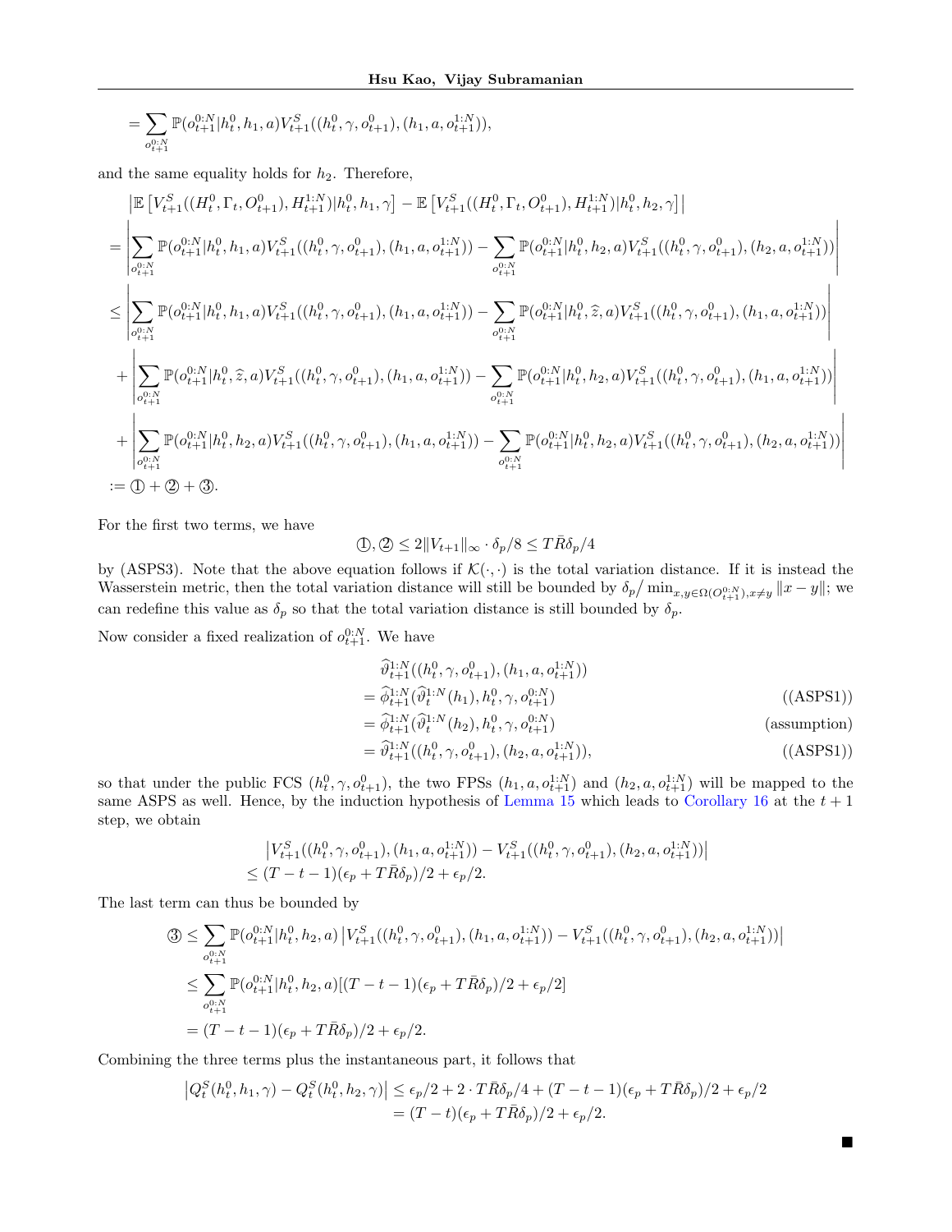$$= \sum_{o_{t+1}^{0:N}} \mathbb{P}(o_{t+1}^{0:N}|h_t^0, h_1, a) V_{t+1}^S((h_t^0, \gamma, o_{t+1}^0), (h_1, a, o_{t+1}^{1:N})),$$

and the same equality holds for $h_2$. Therefore,

$$\begin{aligned}
&\left|\mathbb{E}\left[V_{t+1}^S((H_t^0, \Gamma_t, O_{t+1}^0), H_{t+1}^{1:N})|h_t^0, h_1, \gamma\right] - \mathbb{E}\left[V_{t+1}^S((H_t^0, \Gamma_t, O_{t+1}^0), H_{t+1}^{1:N})|h_t^0, h_2, \gamma\right]\right| \\
&= \left|\sum_{o_{t+1}^{0:N}} \mathbb{P}(o_{t+1}^{0:N}|h_t^0, h_1, a) V_{t+1}^S((h_t^0, \gamma, o_{t+1}^0), (h_1, a, o_{t+1}^{1:N})) - \sum_{o_{t+1}^{0:N}} \mathbb{P}(o_{t+1}^{0:N}|h_t^0, h_2, a) V_{t+1}^S((h_t^0, \gamma, o_{t+1}^0), (h_2, a, o_{t+1}^{1:N}))\right| \\
&\leq \left|\sum_{o_{t+1}^{0:N}} \mathbb{P}(o_{t+1}^{0:N}|h_t^0, h_1, a) V_{t+1}^S((h_t^0, \gamma, o_{t+1}^0), (h_1, a, o_{t+1}^{1:N})) - \sum_{o_{t+1}^{0:N}} \mathbb{P}(o_{t+1}^{0:N}|h_t^0, \widehat{z}, a) V_{t+1}^S((h_t^0, \gamma, o_{t+1}^0), (h_1, a, o_{t+1}^{1:N}))\right| \\
&\quad + \left|\sum_{o_{t+1}^{0:N}} \mathbb{P}(o_{t+1}^{0:N}|h_t^0, \widehat{z}, a) V_{t+1}^S((h_t^0, \gamma, o_{t+1}^0), (h_1, a, o_{t+1}^{1:N})) - \sum_{o_{t+1}^{0:N}} \mathbb{P}(o_{t+1}^{0:N}|h_t^0, h_2, a) V_{t+1}^S((h_t^0, \gamma, o_{t+1}^0), (h_1, a, o_{t+1}^{1:N}))\right| \\
&\quad + \left|\sum_{o_{t+1}^{0:N}} \mathbb{P}(o_{t+1}^{0:N}|h_t^0, h_2, a) V_{t+1}^S((h_t^0, \gamma, o_{t+1}^0), (h_1, a, o_{t+1}^{1:N})) - \sum_{o_{t+1}^{0:N}} \mathbb{P}(o_{t+1}^{0:N}|h_t^0, h_2, a) V_{t+1}^S((h_t^0, \gamma, o_{t+1}^0), (h_2, a, o_{t+1}^{1:N}))\right| \\
&:= ① + ② + ③.
\end{aligned}$$

For the first two terms, we have

$$①, ② \leq 2\|V_{t+1}\|_\infty \cdot \delta_p/8 \leq T\bar{R}\delta_p/4$$

by (ASPS3). Note that the above equation follows if $\mathcal{K}(\cdot,\cdot)$ is the total variation distance. If it is instead the Wasserstein metric, then the total variation distance will still be bounded by $\delta_p / \min_{x,y\in\Omega(O_{t+1}^{0:N}), x\neq y} \|x-y\|$; we can redefine this value as $\delta_p$ so that the total variation distance is still bounded by $\delta_p$.

Now consider a fixed realization of $o_{t+1}^{0:N}$. We have

$$\begin{aligned}
&\widehat{\vartheta}_{t+1}^{1:N}((h_t^0, \gamma, o_{t+1}^0), (h_1, a, o_{t+1}^{1:N})) \\
&= \widehat{\phi}_{t+1}^{1:N}(\widehat{\vartheta}_t^{1:N}(h_1), h_t^0, \gamma, o_{t+1}^{0:N}) && \text{((ASPS1))} \\
&= \widehat{\phi}_{t+1}^{1:N}(\widehat{\vartheta}_t^{1:N}(h_2), h_t^0, \gamma, o_{t+1}^{0:N}) && \text{(assumption)} \\
&= \widehat{\vartheta}_{t+1}^{1:N}((h_t^0, \gamma, o_{t+1}^0), (h_2, a, o_{t+1}^{1:N})), && \text{((ASPS1))}
\end{aligned}$$

so that under the public FCS $(h_t^0, \gamma, o_{t+1}^0)$, the two FPSs $(h_1, a, o_{t+1}^{1:N})$ and $(h_2, a, o_{t+1}^{1:N})$ will be mapped to the same ASPS as well. Hence, by the induction hypothesis of Lemma 15 which leads to Corollary 16 at the $t+1$ step, we obtain

$$\begin{aligned}
&\left|V_{t+1}^S((h_t^0, \gamma, o_{t+1}^0), (h_1, a, o_{t+1}^{1:N})) - V_{t+1}^S((h_t^0, \gamma, o_{t+1}^0), (h_2, a, o_{t+1}^{1:N}))\right| \\
&\leq (T-t-1)(\epsilon_p + T\bar{R}\delta_p)/2 + \epsilon_p/2.
\end{aligned}$$

The last term can thus be bounded by

$$\begin{aligned}
③ &\leq \sum_{o_{t+1}^{0:N}} \mathbb{P}(o_{t+1}^{0:N}|h_t^0, h_2, a) \left|V_{t+1}^S((h_t^0, \gamma, o_{t+1}^0), (h_1, a, o_{t+1}^{1:N})) - V_{t+1}^S((h_t^0, \gamma, o_{t+1}^0), (h_2, a, o_{t+1}^{1:N}))\right| \\
&\leq \sum_{o_{t+1}^{0:N}} \mathbb{P}(o_{t+1}^{0:N}|h_t^0, h_2, a)[(T-t-1)(\epsilon_p + T\bar{R}\delta_p)/2 + \epsilon_p/2] \\
&= (T-t-1)(\epsilon_p + T\bar{R}\delta_p)/2 + \epsilon_p/2.
\end{aligned}$$

Combining the three terms plus the instantaneous part, it follows that

$$\begin{aligned}
\left|Q_t^S(h_t^0, h_1, \gamma) - Q_t^S(h_t^0, h_2, \gamma)\right| &\leq \epsilon_p/2 + 2 \cdot T\bar{R}\delta_p/4 + (T-t-1)(\epsilon_p + T\bar{R}\delta_p)/2 + \epsilon_p/2 \\
&= (T-t)(\epsilon_p + T\bar{R}\delta_p)/2 + \epsilon_p/2.
\end{aligned}$$

■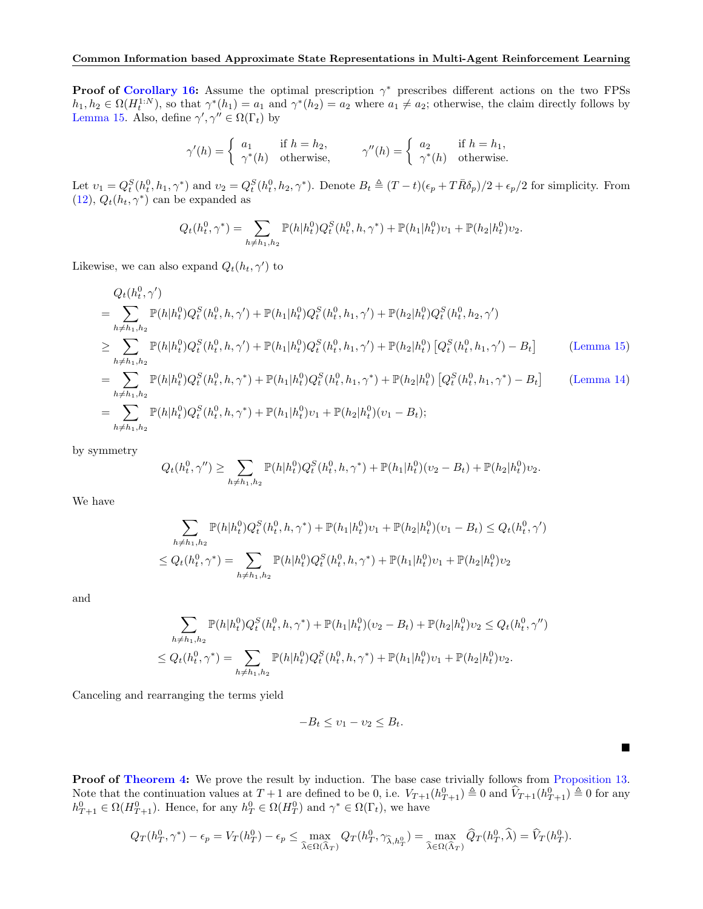**Proof of Corollary 16:** Assume the optimal prescription $\gamma^*$ prescribes different actions on the two FPSs $h_1, h_2 \in \Omega(H_t^{1:N})$, so that $\gamma^*(h_1) = a_1$ and $\gamma^*(h_2) = a_2$ where $a_1 \neq a_2$; otherwise, the claim directly follows by Lemma 15. Also, define $\gamma', \gamma'' \in \Omega(\Gamma_t)$ by

$$\gamma'(h) = \begin{cases} a_1 & \text{if } h = h_2, \\ \gamma^*(h) & \text{otherwise,} \end{cases} \qquad \gamma''(h) = \begin{cases} a_2 & \text{if } h = h_1, \\ \gamma^*(h) & \text{otherwise.} \end{cases}$$

Let $\upsilon_1 = Q_t^S(h_t^0, h_1, \gamma^*)$ and $\upsilon_2 = Q_t^S(h_t^0, h_2, \gamma^*)$. Denote $B_t \triangleq (T-t)(\epsilon_p + T\bar{R}\delta_p)/2 + \epsilon_p/2$ for simplicity. From (12), $Q_t(h_t, \gamma^*)$ can be expanded as

$$Q_t(h_t^0, \gamma^*) = \sum_{h \neq h_1, h_2} \mathbb{P}(h|h_t^0) Q_t^S(h_t^0, h, \gamma^*) + \mathbb{P}(h_1|h_t^0)\upsilon_1 + \mathbb{P}(h_2|h_t^0)\upsilon_2.$$

Likewise, we can also expand $Q_t(h_t, \gamma')$ to

$$\begin{aligned}
& Q_t(h_t^0, \gamma') \\
={}& \sum_{h \neq h_1, h_2} \mathbb{P}(h|h_t^0) Q_t^S(h_t^0, h, \gamma') + \mathbb{P}(h_1|h_t^0) Q_t^S(h_t^0, h_1, \gamma') + \mathbb{P}(h_2|h_t^0) Q_t^S(h_t^0, h_2, \gamma') \\
\geq{}& \sum_{h \neq h_1, h_2} \mathbb{P}(h|h_t^0) Q_t^S(h_t^0, h, \gamma') + \mathbb{P}(h_1|h_t^0) Q_t^S(h_t^0, h_1, \gamma') + \mathbb{P}(h_2|h_t^0) \left[Q_t^S(h_t^0, h_1, \gamma') - B_t\right] && \text{(Lemma 15)} \\
={}& \sum_{h \neq h_1, h_2} \mathbb{P}(h|h_t^0) Q_t^S(h_t^0, h, \gamma^*) + \mathbb{P}(h_1|h_t^0) Q_t^S(h_t^0, h_1, \gamma^*) + \mathbb{P}(h_2|h_t^0) \left[Q_t^S(h_t^0, h_1, \gamma^*) - B_t\right] && \text{(Lemma 14)} \\
={}& \sum_{h \neq h_1, h_2} \mathbb{P}(h|h_t^0) Q_t^S(h_t^0, h, \gamma^*) + \mathbb{P}(h_1|h_t^0)\upsilon_1 + \mathbb{P}(h_2|h_t^0)(\upsilon_1 - B_t);
\end{aligned}$$

by symmetry

$$Q_t(h_t^0, \gamma'') \geq \sum_{h \neq h_1, h_2} \mathbb{P}(h|h_t^0) Q_t^S(h_t^0, h, \gamma^*) + \mathbb{P}(h_1|h_t^0)(\upsilon_2 - B_t) + \mathbb{P}(h_2|h_t^0)\upsilon_2.$$

We have

$$\begin{aligned}
& \sum_{h \neq h_1, h_2} \mathbb{P}(h|h_t^0) Q_t^S(h_t^0, h, \gamma^*) + \mathbb{P}(h_1|h_t^0)\upsilon_1 + \mathbb{P}(h_2|h_t^0)(\upsilon_1 - B_t) \leq Q_t(h_t^0, \gamma') \\
\leq{}& Q_t(h_t^0, \gamma^*) = \sum_{h \neq h_1, h_2} \mathbb{P}(h|h_t^0) Q_t^S(h_t^0, h, \gamma^*) + \mathbb{P}(h_1|h_t^0)\upsilon_1 + \mathbb{P}(h_2|h_t^0)\upsilon_2
\end{aligned}$$

and

$$\begin{aligned}
& \sum_{h \neq h_1, h_2} \mathbb{P}(h|h_t^0) Q_t^S(h_t^0, h, \gamma^*) + \mathbb{P}(h_1|h_t^0)(\upsilon_2 - B_t) + \mathbb{P}(h_2|h_t^0)\upsilon_2 \leq Q_t(h_t^0, \gamma'') \\
\leq{}& Q_t(h_t^0, \gamma^*) = \sum_{h \neq h_1, h_2} \mathbb{P}(h|h_t^0) Q_t^S(h_t^0, h, \gamma^*) + \mathbb{P}(h_1|h_t^0)\upsilon_1 + \mathbb{P}(h_2|h_t^0)\upsilon_2.
\end{aligned}$$

Canceling and rearranging the terms yield

$$-B_t \leq \upsilon_1 - \upsilon_2 \leq B_t.$$

■

**Proof of Theorem 4:** We prove the result by induction. The base case trivially follows from Proposition 13. Note that the continuation values at $T+1$ are defined to be 0, i.e. $V_{T+1}(h_{T+1}^0) \triangleq 0$ and $\widehat{V}_{T+1}(h_{T+1}^0) \triangleq 0$ for any $h_{T+1}^0 \in \Omega(H_{T+1}^0)$. Hence, for any $h_T^0 \in \Omega(H_T^0)$ and $\gamma^* \in \Omega(\Gamma_t)$, we have

$$Q_T(h_T^0, \gamma^*) - \epsilon_p = V_T(h_T^0) - \epsilon_p \leq \max_{\widehat{\lambda} \in \Omega(\widehat{\Lambda}_T)} Q_T(h_T^0, \gamma_{\widehat{\lambda}, h_T^0}) = \max_{\widehat{\lambda} \in \Omega(\widehat{\Lambda}_T)} \widehat{Q}_T(h_T^0, \widehat{\lambda}) = \widehat{V}_T(h_T^0).$$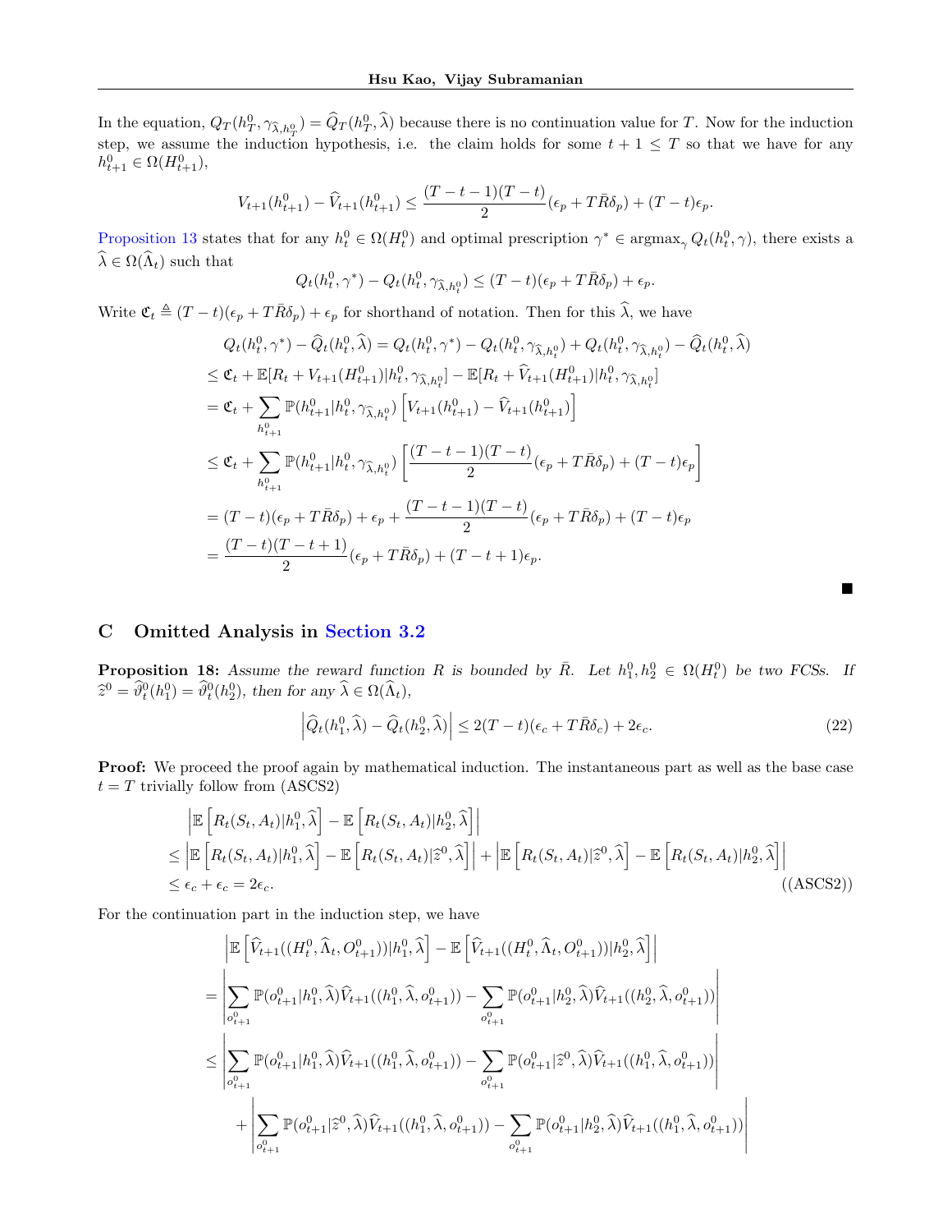In the equation, $Q_T(h^0_T, \gamma_{\widehat{\lambda}, h^0_T}) = \widehat{Q}_T(h^0_T, \widehat{\lambda})$ because there is no continuation value for $T$. Now for the induction step, we assume the induction hypothesis, i.e. the claim holds for some $t+1 \leq T$ so that we have for any $h^0_{t+1} \in \Omega(H^0_{t+1})$,

$$V_{t+1}(h^0_{t+1}) - \widehat{V}_{t+1}(h^0_{t+1}) \leq \frac{(T-t-1)(T-t)}{2}(\epsilon_p + T\bar{R}\delta_p) + (T-t)\epsilon_p.$$

Proposition 13 states that for any $h^0_t \in \Omega(H^0_t)$ and optimal prescription $\gamma^* \in \operatorname{argmax}_\gamma Q_t(h^0_t, \gamma)$, there exists a $\widehat{\lambda} \in \Omega(\widehat{\Lambda}_t)$ such that

$$Q_t(h^0_t, \gamma^*) - Q_t(h^0_t, \gamma_{\widehat{\lambda}, h^0_t}) \leq (T-t)(\epsilon_p + T\bar{R}\delta_p) + \epsilon_p.$$

Write $\mathfrak{C}_t \triangleq (T-t)(\epsilon_p + T\bar{R}\delta_p) + \epsilon_p$ for shorthand of notation. Then for this $\widehat{\lambda}$, we have

$$\begin{aligned}
&Q_t(h^0_t, \gamma^*) - \widehat{Q}_t(h^0_t, \widehat{\lambda}) = Q_t(h^0_t, \gamma^*) - Q_t(h^0_t, \gamma_{\widehat{\lambda}, h^0_t}) + Q_t(h^0_t, \gamma_{\widehat{\lambda}, h^0_t}) - \widehat{Q}_t(h^0_t, \widehat{\lambda}) \\
&\leq \mathfrak{C}_t + \mathbb{E}[R_t + V_{t+1}(H^0_{t+1}) | h^0_t, \gamma_{\widehat{\lambda}, h^0_t}] - \mathbb{E}[R_t + \widehat{V}_{t+1}(H^0_{t+1}) | h^0_t, \gamma_{\widehat{\lambda}, h^0_t}] \\
&= \mathfrak{C}_t + \sum_{h^0_{t+1}} \mathbb{P}(h^0_{t+1} | h^0_t, \gamma_{\widehat{\lambda}, h^0_t}) \left[ V_{t+1}(h^0_{t+1}) - \widehat{V}_{t+1}(h^0_{t+1}) \right] \\
&\leq \mathfrak{C}_t + \sum_{h^0_{t+1}} \mathbb{P}(h^0_{t+1} | h^0_t, \gamma_{\widehat{\lambda}, h^0_t}) \left[ \frac{(T-t-1)(T-t)}{2}(\epsilon_p + T\bar{R}\delta_p) + (T-t)\epsilon_p \right] \\
&= (T-t)(\epsilon_p + T\bar{R}\delta_p) + \epsilon_p + \frac{(T-t-1)(T-t)}{2}(\epsilon_p + T\bar{R}\delta_p) + (T-t)\epsilon_p \\
&= \frac{(T-t)(T-t+1)}{2}(\epsilon_p + T\bar{R}\delta_p) + (T-t+1)\epsilon_p.
\end{aligned}$$

■

## C Omitted Analysis in Section 3.2

**Proposition 18:** *Assume the reward function $R$ is bounded by $\bar{R}$. Let $h^0_1, h^0_2 \in \Omega(H^0_t)$ be two FCSs. If $\widehat{z}^0 = \widehat{\vartheta}^0_t(h^0_1) = \widehat{\vartheta}^0_t(h^0_2)$, then for any $\widehat{\lambda} \in \Omega(\widehat{\Lambda}_t)$,*

$$\left| \widehat{Q}_t(h^0_1, \widehat{\lambda}) - \widehat{Q}_t(h^0_2, \widehat{\lambda}) \right| \leq 2(T-t)(\epsilon_c + T\bar{R}\delta_c) + 2\epsilon_c. \tag{22}$$

**Proof:** We proceed the proof again by mathematical induction. The instantaneous part as well as the base case $t = T$ trivially follow from (ASCS2)

$$\begin{aligned}
&\left| \mathbb{E}\left[ R_t(S_t, A_t) | h^0_1, \widehat{\lambda} \right] - \mathbb{E}\left[ R_t(S_t, A_t) | h^0_2, \widehat{\lambda} \right] \right| \\
\leq &\left| \mathbb{E}\left[ R_t(S_t, A_t) | h^0_1, \widehat{\lambda} \right] - \mathbb{E}\left[ R_t(S_t, A_t) | \widehat{z}^0, \widehat{\lambda} \right] \right| + \left| \mathbb{E}\left[ R_t(S_t, A_t) | \widehat{z}^0, \widehat{\lambda} \right] - \mathbb{E}\left[ R_t(S_t, A_t) | h^0_2, \widehat{\lambda} \right] \right| \\
\leq &\ \epsilon_c + \epsilon_c = 2\epsilon_c. \qquad \text{((ASCS2))}
\end{aligned}$$

For the continuation part in the induction step, we have

$$\begin{aligned}
&\left| \mathbb{E}\left[ \widehat{V}_{t+1}((H^0_t, \widehat{\Lambda}_t, O^0_{t+1})) | h^0_1, \widehat{\lambda} \right] - \mathbb{E}\left[ \widehat{V}_{t+1}((H^0_t, \widehat{\Lambda}_t, O^0_{t+1})) | h^0_2, \widehat{\lambda} \right] \right| \\
&= \left| \sum_{o^0_{t+1}} \mathbb{P}(o^0_{t+1} | h^0_1, \widehat{\lambda}) \widehat{V}_{t+1}((h^0_1, \widehat{\lambda}, o^0_{t+1})) - \sum_{o^0_{t+1}} \mathbb{P}(o^0_{t+1} | h^0_2, \widehat{\lambda}) \widehat{V}_{t+1}((h^0_2, \widehat{\lambda}, o^0_{t+1})) \right| \\
&\leq \left| \sum_{o^0_{t+1}} \mathbb{P}(o^0_{t+1} | h^0_1, \widehat{\lambda}) \widehat{V}_{t+1}((h^0_1, \widehat{\lambda}, o^0_{t+1})) - \sum_{o^0_{t+1}} \mathbb{P}(o^0_{t+1} | \widehat{z}^0, \widehat{\lambda}) \widehat{V}_{t+1}((h^0_1, \widehat{\lambda}, o^0_{t+1})) \right| \\
&\quad + \left| \sum_{o^0_{t+1}} \mathbb{P}(o^0_{t+1} | \widehat{z}^0, \widehat{\lambda}) \widehat{V}_{t+1}((h^0_1, \widehat{\lambda}, o^0_{t+1})) - \sum_{o^0_{t+1}} \mathbb{P}(o^0_{t+1} | h^0_2, \widehat{\lambda}) \widehat{V}_{t+1}((h^0_1, \widehat{\lambda}, o^0_{t+1})) \right|
\end{aligned}$$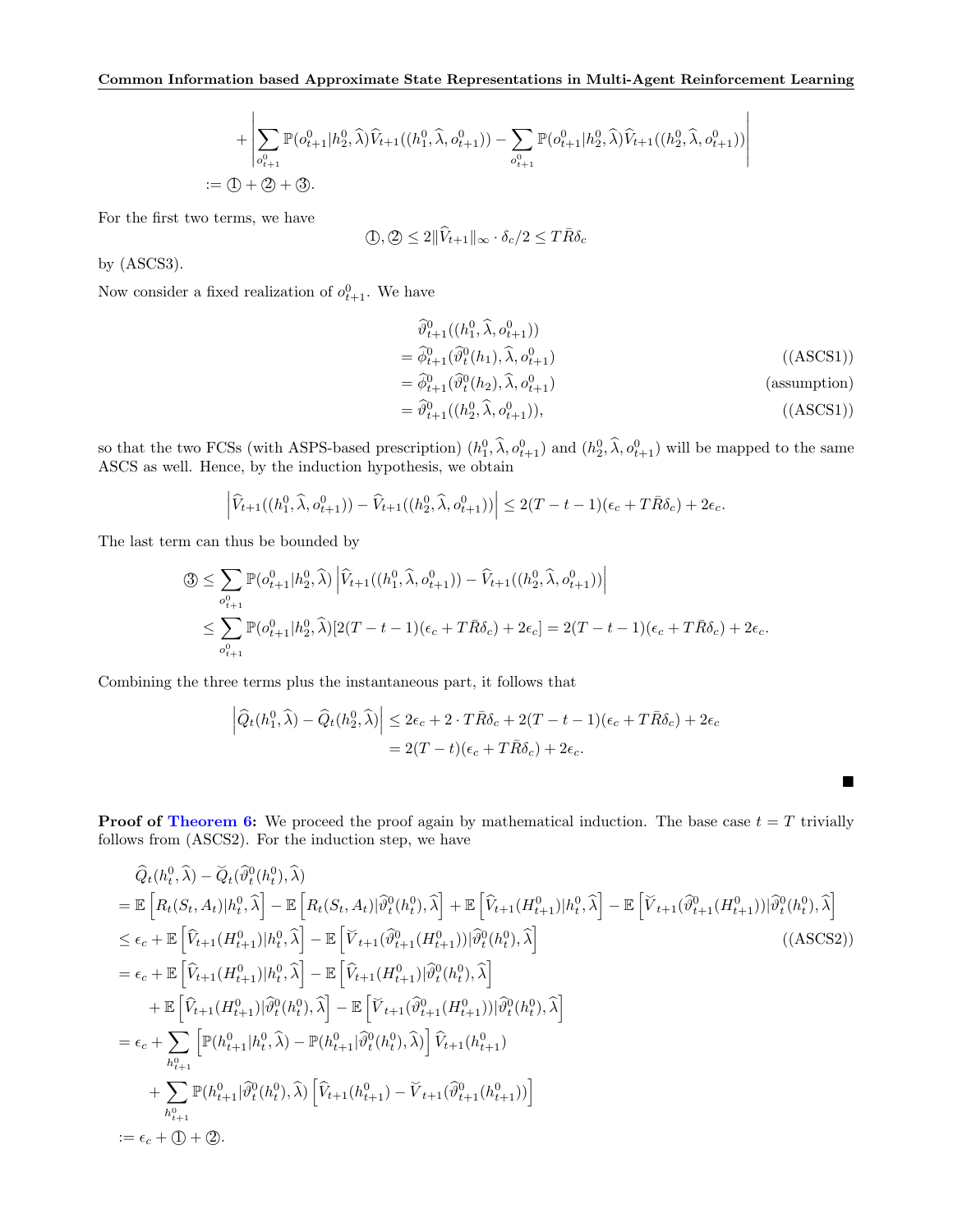$$+\left|\sum_{o^0_{t+1}} \mathbb{P}(o^0_{t+1}|h^0_2,\widehat{\lambda})\widehat{V}_{t+1}((h^0_1,\widehat{\lambda},o^0_{t+1})) - \sum_{o^0_{t+1}} \mathbb{P}(o^0_{t+1}|h^0_2,\widehat{\lambda})\widehat{V}_{t+1}((h^0_2,\widehat{\lambda},o^0_{t+1}))\right|$$
$$:= ① + ② + ③.$$

For the first two terms, we have

$$①, ② \leq 2\|\widehat{V}_{t+1}\|_\infty \cdot \delta_c/2 \leq T\bar{R}\delta_c$$

by (ASCS3).

Now consider a fixed realization of $o^0_{t+1}$. We have

$$
\begin{aligned}
&\widehat{\vartheta}^0_{t+1}((h^0_1,\widehat{\lambda},o^0_{t+1})) \\
&= \widehat{\phi}^0_{t+1}(\widehat{\vartheta}^0_t(h_1),\widehat{\lambda},o^0_{t+1}) && \text{((ASCS1))} \\
&= \widehat{\phi}^0_{t+1}(\widehat{\vartheta}^0_t(h_2),\widehat{\lambda},o^0_{t+1}) && \text{(assumption)} \\
&= \widehat{\vartheta}^0_{t+1}((h^0_2,\widehat{\lambda},o^0_{t+1})), && \text{((ASCS1))}
\end{aligned}
$$

so that the two FCSs (with ASPS-based prescription) $(h^0_1,\widehat{\lambda},o^0_{t+1})$ and $(h^0_2,\widehat{\lambda},o^0_{t+1})$ will be mapped to the same ASCS as well. Hence, by the induction hypothesis, we obtain

$$\left|\widehat{V}_{t+1}((h^0_1,\widehat{\lambda},o^0_{t+1})) - \widehat{V}_{t+1}((h^0_2,\widehat{\lambda},o^0_{t+1}))\right| \leq 2(T-t-1)(\epsilon_c + T\bar{R}\delta_c) + 2\epsilon_c.$$

The last term can thus be bounded by

$$
\begin{aligned}
③ &\leq \sum_{o^0_{t+1}} \mathbb{P}(o^0_{t+1}|h^0_2,\widehat{\lambda})\left|\widehat{V}_{t+1}((h^0_1,\widehat{\lambda},o^0_{t+1})) - \widehat{V}_{t+1}((h^0_2,\widehat{\lambda},o^0_{t+1}))\right| \\
&\leq \sum_{o^0_{t+1}} \mathbb{P}(o^0_{t+1}|h^0_2,\widehat{\lambda})[2(T-t-1)(\epsilon_c + T\bar{R}\delta_c) + 2\epsilon_c] = 2(T-t-1)(\epsilon_c + T\bar{R}\delta_c) + 2\epsilon_c.
\end{aligned}
$$

Combining the three terms plus the instantaneous part, it follows that

$$
\begin{aligned}
\left|\widehat{Q}_t(h^0_1,\widehat{\lambda}) - \widehat{Q}_t(h^0_2,\widehat{\lambda})\right| &\leq 2\epsilon_c + 2\cdot T\bar{R}\delta_c + 2(T-t-1)(\epsilon_c + T\bar{R}\delta_c) + 2\epsilon_c \\
&= 2(T-t)(\epsilon_c + T\bar{R}\delta_c) + 2\epsilon_c.
\end{aligned}
$$

■

**Proof of Theorem 6:** We proceed the proof again by mathematical induction. The base case $t = T$ trivially follows from (ASCS2). For the induction step, we have

$$
\begin{aligned}
&\widehat{Q}_t(h^0_t,\widehat{\lambda}) - \breve{Q}_t(\widehat{\vartheta}^0_t(h^0_t),\widehat{\lambda}) \\
&= \mathbb{E}\left[R_t(S_t,A_t)|h^0_t,\widehat{\lambda}\right] - \mathbb{E}\left[R_t(S_t,A_t)|\widehat{\vartheta}^0_t(h^0_t),\widehat{\lambda}\right] + \mathbb{E}\left[\widehat{V}_{t+1}(H^0_{t+1})|h^0_t,\widehat{\lambda}\right] - \mathbb{E}\left[\breve{V}_{t+1}(\widehat{\vartheta}^0_{t+1}(H^0_{t+1}))|\widehat{\vartheta}^0_t(h^0_t),\widehat{\lambda}\right] \\
&\leq \epsilon_c + \mathbb{E}\left[\widehat{V}_{t+1}(H^0_{t+1})|h^0_t,\widehat{\lambda}\right] - \mathbb{E}\left[\breve{V}_{t+1}(\widehat{\vartheta}^0_{t+1}(H^0_{t+1}))|\widehat{\vartheta}^0_t(h^0_t),\widehat{\lambda}\right] \qquad \text{((ASCS2))} \\
&= \epsilon_c + \mathbb{E}\left[\widehat{V}_{t+1}(H^0_{t+1})|h^0_t,\widehat{\lambda}\right] - \mathbb{E}\left[\widehat{V}_{t+1}(H^0_{t+1})|\widehat{\vartheta}^0_t(h^0_t),\widehat{\lambda}\right] \\
&\quad + \mathbb{E}\left[\widehat{V}_{t+1}(H^0_{t+1})|\widehat{\vartheta}^0_t(h^0_t),\widehat{\lambda}\right] - \mathbb{E}\left[\breve{V}_{t+1}(\widehat{\vartheta}^0_{t+1}(H^0_{t+1}))|\widehat{\vartheta}^0_t(h^0_t),\widehat{\lambda}\right] \\
&= \epsilon_c + \sum_{h^0_{t+1}}\left[\mathbb{P}(h^0_{t+1}|h^0_t,\widehat{\lambda}) - \mathbb{P}(h^0_{t+1}|\widehat{\vartheta}^0_t(h^0_t),\widehat{\lambda})\right]\widehat{V}_{t+1}(h^0_{t+1}) \\
&\quad + \sum_{h^0_{t+1}} \mathbb{P}(h^0_{t+1}|\widehat{\vartheta}^0_t(h^0_t),\widehat{\lambda})\left[\widehat{V}_{t+1}(h^0_{t+1}) - \breve{V}_{t+1}(\widehat{\vartheta}^0_{t+1}(h^0_{t+1}))\right] \\
&:= \epsilon_c + ① + ②.
\end{aligned}
$$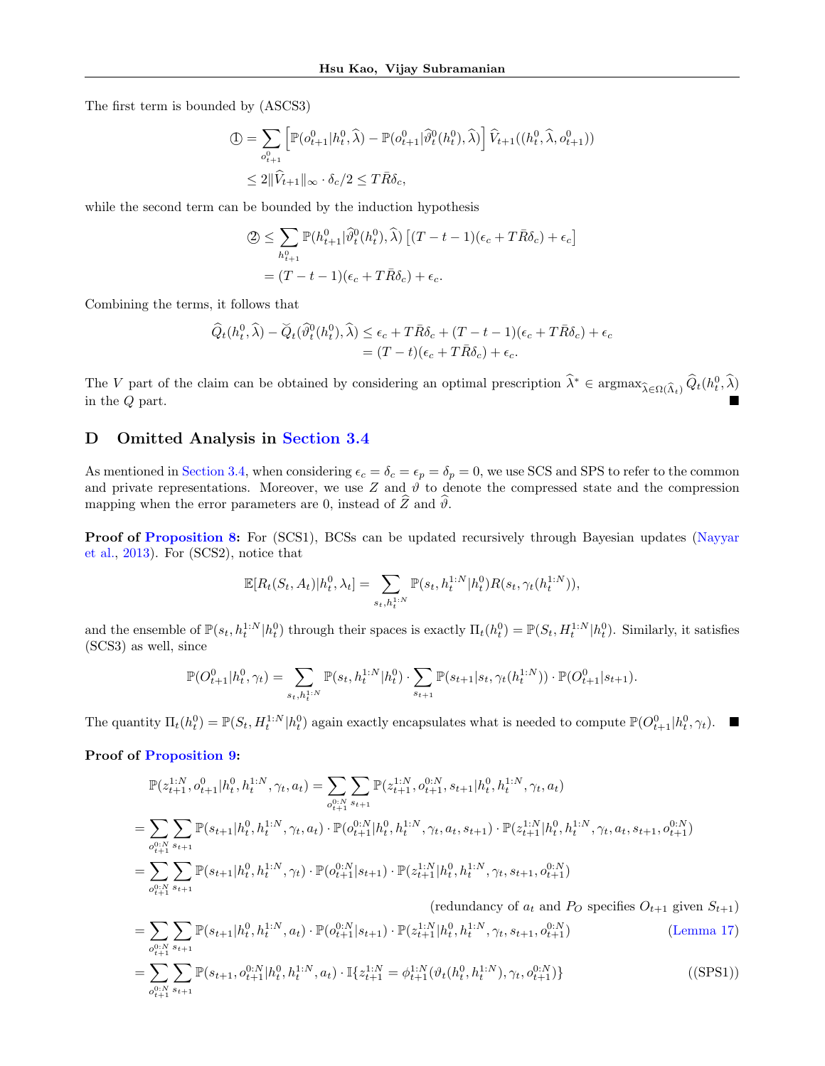The first term is bounded by (ASCS3)

$$
\begin{aligned}
① &= \sum_{o^0_{t+1}} \left[\mathbb{P}(o^0_{t+1}|h^0_t, \widehat{\lambda}) - \mathbb{P}(o^0_{t+1}|\widehat{\vartheta}^0_t(h^0_t), \widehat{\lambda})\right] \widehat{V}_{t+1}((h^0_t, \widehat{\lambda}, o^0_{t+1})) \\
&\le 2\|\widehat{V}_{t+1}\|_\infty \cdot \delta_c/2 \le T\bar{R}\delta_c,
\end{aligned}
$$

while the second term can be bounded by the induction hypothesis

$$
\begin{aligned}
② &\le \sum_{h^0_{t+1}} \mathbb{P}(h^0_{t+1}|\widehat{\vartheta}^0_t(h^0_t), \widehat{\lambda}) \left[(T-t-1)(\epsilon_c + T\bar{R}\delta_c) + \epsilon_c\right] \\
&= (T-t-1)(\epsilon_c + T\bar{R}\delta_c) + \epsilon_c.
\end{aligned}
$$

Combining the terms, it follows that

$$
\begin{aligned}
\widehat{Q}_t(h^0_t, \widehat{\lambda}) - \breve{Q}_t(\widehat{\vartheta}^0_t(h^0_t), \widehat{\lambda}) &\le \epsilon_c + T\bar{R}\delta_c + (T-t-1)(\epsilon_c + T\bar{R}\delta_c) + \epsilon_c \\
&= (T-t)(\epsilon_c + T\bar{R}\delta_c) + \epsilon_c.
\end{aligned}
$$

The $V$ part of the claim can be obtained by considering an optimal prescription $\widehat{\lambda}^* \in \operatorname{argmax}_{\widehat{\lambda} \in \Omega(\widehat{\Lambda}_t)} \widehat{Q}_t(h^0_t, \widehat{\lambda})$ in the $Q$ part. ■

# D Omitted Analysis in Section 3.4

As mentioned in Section 3.4, when considering $\epsilon_c = \delta_c = \epsilon_p = \delta_p = 0$, we use SCS and SPS to refer to the common and private representations. Moreover, we use $Z$ and $\vartheta$ to denote the compressed state and the compression mapping when the error parameters are 0, instead of $\widehat{Z}$ and $\widehat{\vartheta}$.

**Proof of Proposition 8:** For (SCS1), BCSs can be updated recursively through Bayesian updates (Nayyar et al., 2013). For (SCS2), notice that

$$
\mathbb{E}[R_t(S_t, A_t)|h^0_t, \lambda_t] = \sum_{s_t, h^{1:N}_t} \mathbb{P}(s_t, h^{1:N}_t|h^0_t) R(s_t, \gamma_t(h^{1:N}_t)),
$$

and the ensemble of $\mathbb{P}(s_t, h^{1:N}_t|h^0_t)$ through their spaces is exactly $\Pi_t(h^0_t) = \mathbb{P}(S_t, H^{1:N}_t|h^0_t)$. Similarly, it satisfies (SCS3) as well, since

$$
\mathbb{P}(O^0_{t+1}|h^0_t, \gamma_t) = \sum_{s_t, h^{1:N}_t} \mathbb{P}(s_t, h^{1:N}_t|h^0_t) \cdot \sum_{s_{t+1}} \mathbb{P}(s_{t+1}|s_t, \gamma_t(h^{1:N}_t)) \cdot \mathbb{P}(O^0_{t+1}|s_{t+1}).
$$

The quantity $\Pi_t(h^0_t) = \mathbb{P}(S_t, H^{1:N}_t|h^0_t)$ again exactly encapsulates what is needed to compute $\mathbb{P}(O^0_{t+1}|h^0_t, \gamma_t)$. ■

**Proof of Proposition 9:**

$$
\begin{aligned}
&\mathbb{P}(z^{1:N}_{t+1}, o^0_{t+1}|h^0_t, h^{1:N}_t, \gamma_t, a_t) = \sum_{o^{0:N}_{t+1}} \sum_{s_{t+1}} \mathbb{P}(z^{1:N}_{t+1}, o^{0:N}_{t+1}, s_{t+1}|h^0_t, h^{1:N}_t, \gamma_t, a_t) \\
&= \sum_{o^{0:N}_{t+1}} \sum_{s_{t+1}} \mathbb{P}(s_{t+1}|h^0_t, h^{1:N}_t, \gamma_t, a_t) \cdot \mathbb{P}(o^{0:N}_{t+1}|h^0_t, h^{1:N}_t, \gamma_t, a_t, s_{t+1}) \cdot \mathbb{P}(z^{1:N}_{t+1}|h^0_t, h^{1:N}_t, \gamma_t, a_t, s_{t+1}, o^{0:N}_{t+1}) \\
&= \sum_{o^{0:N}_{t+1}} \sum_{s_{t+1}} \mathbb{P}(s_{t+1}|h^0_t, h^{1:N}_t, \gamma_t) \cdot \mathbb{P}(o^{0:N}_{t+1}|s_{t+1}) \cdot \mathbb{P}(z^{1:N}_{t+1}|h^0_t, h^{1:N}_t, \gamma_t, s_{t+1}, o^{0:N}_{t+1}) \\
&\qquad\qquad\qquad\qquad\qquad\qquad\qquad\qquad\qquad \text{(redundancy of } a_t \text{ and } P_O \text{ specifies } O_{t+1} \text{ given } S_{t+1}) \\
&= \sum_{o^{0:N}_{t+1}} \sum_{s_{t+1}} \mathbb{P}(s_{t+1}|h^0_t, h^{1:N}_t, a_t) \cdot \mathbb{P}(o^{0:N}_{t+1}|s_{t+1}) \cdot \mathbb{P}(z^{1:N}_{t+1}|h^0_t, h^{1:N}_t, \gamma_t, s_{t+1}, o^{0:N}_{t+1}) \qquad \text{(Lemma 17)} \\
&= \sum_{o^{0:N}_{t+1}} \sum_{s_{t+1}} \mathbb{P}(s_{t+1}, o^{0:N}_{t+1}|h^0_t, h^{1:N}_t, a_t) \cdot \mathbb{I}\{z^{1:N}_{t+1} = \phi^{1:N}_{t+1}(\vartheta_t(h^0_t, h^{1:N}_t), \gamma_t, o^{0:N}_{t+1})\} \qquad \text{((SPS1))}
\end{aligned}
$$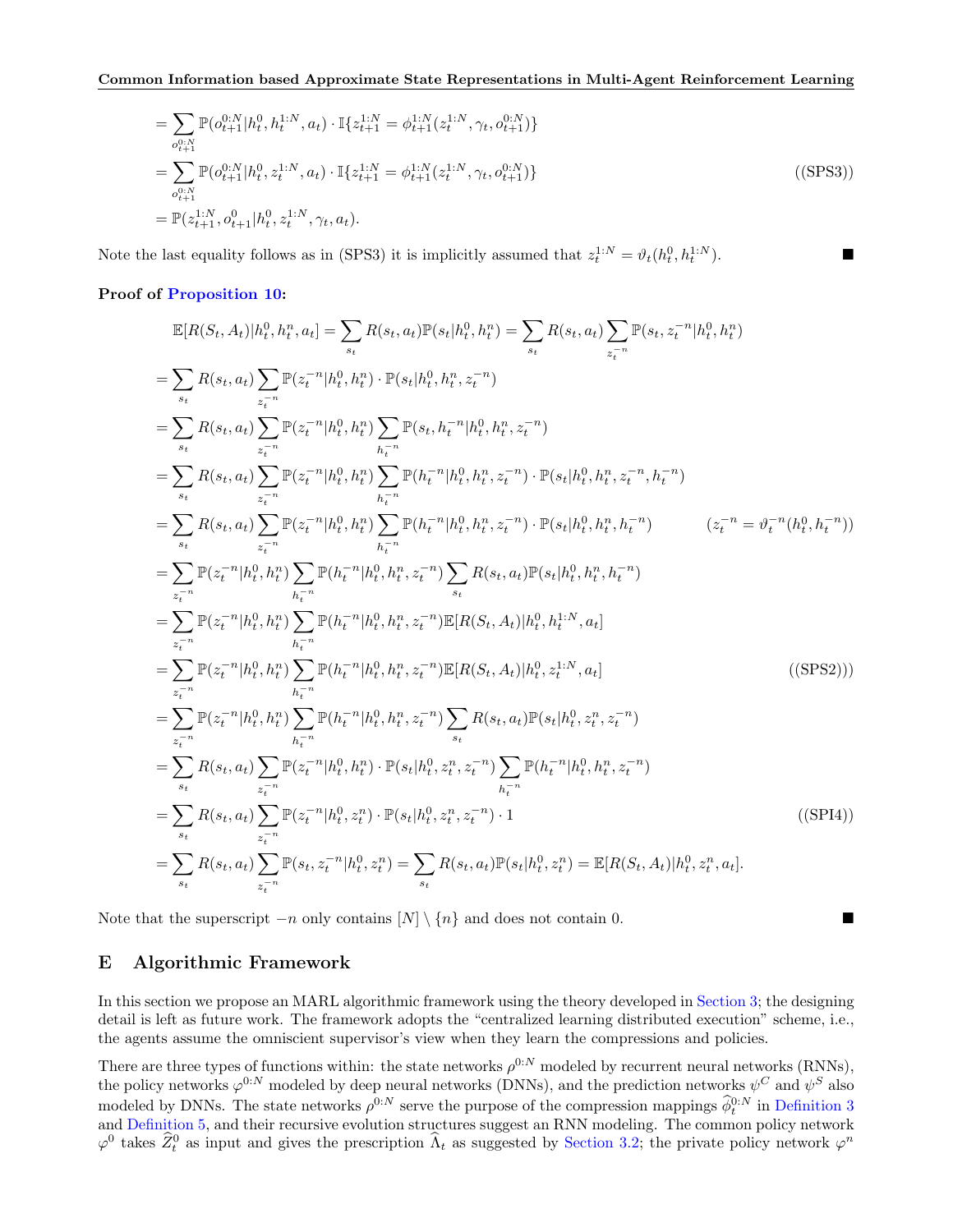$$
\begin{aligned}
&= \sum_{o_{t+1}^{0:N}} \mathbb{P}(o_{t+1}^{0:N}|h_t^0, h_t^{1:N}, a_t) \cdot \mathbb{I}\{z_{t+1}^{1:N} = \phi_{t+1}^{1:N}(z_t^{1:N}, \gamma_t, o_{t+1}^{0:N})\} \\
&= \sum_{o_{t+1}^{0:N}} \mathbb{P}(o_{t+1}^{0:N}|h_t^0, z_t^{1:N}, a_t) \cdot \mathbb{I}\{z_{t+1}^{1:N} = \phi_{t+1}^{1:N}(z_t^{1:N}, \gamma_t, o_{t+1}^{0:N})\} && \text{((SPS3))} \\
&= \mathbb{P}(z_{t+1}^{1:N}, o_{t+1}^0|h_t^0, z_t^{1:N}, \gamma_t, a_t).
\end{aligned}
$$

Note the last equality follows as in (SPS3) it is implicitly assumed that $z_t^{1:N} = \vartheta_t(h_t^0, h_t^{1:N})$. ■

**Proof of Proposition 10:**

$$
\begin{aligned}
&\mathbb{E}[R(S_t, A_t)|h_t^0, h_t^n, a_t] = \sum_{s_t} R(s_t, a_t)\mathbb{P}(s_t|h_t^0, h_t^n) = \sum_{s_t} R(s_t, a_t) \sum_{z_t^{-n}} \mathbb{P}(s_t, z_t^{-n}|h_t^0, h_t^n) \\
&= \sum_{s_t} R(s_t, a_t) \sum_{z_t^{-n}} \mathbb{P}(z_t^{-n}|h_t^0, h_t^n) \cdot \mathbb{P}(s_t|h_t^0, h_t^n, z_t^{-n}) \\
&= \sum_{s_t} R(s_t, a_t) \sum_{z_t^{-n}} \mathbb{P}(z_t^{-n}|h_t^0, h_t^n) \sum_{h_t^{-n}} \mathbb{P}(s_t, h_t^{-n}|h_t^0, h_t^n, z_t^{-n}) \\
&= \sum_{s_t} R(s_t, a_t) \sum_{z_t^{-n}} \mathbb{P}(z_t^{-n}|h_t^0, h_t^n) \sum_{h_t^{-n}} \mathbb{P}(h_t^{-n}|h_t^0, h_t^n, z_t^{-n}) \cdot \mathbb{P}(s_t|h_t^0, h_t^n, z_t^{-n}, h_t^{-n}) \\
&= \sum_{s_t} R(s_t, a_t) \sum_{z_t^{-n}} \mathbb{P}(z_t^{-n}|h_t^0, h_t^n) \sum_{h_t^{-n}} \mathbb{P}(h_t^{-n}|h_t^0, h_t^n, z_t^{-n}) \cdot \mathbb{P}(s_t|h_t^0, h_t^n, h_t^{-n}) && (z_t^{-n} = \vartheta_t^{-n}(h_t^0, h_t^{-n})) \\
&= \sum_{z_t^{-n}} \mathbb{P}(z_t^{-n}|h_t^0, h_t^n) \sum_{h_t^{-n}} \mathbb{P}(h_t^{-n}|h_t^0, h_t^n, z_t^{-n}) \sum_{s_t} R(s_t, a_t)\mathbb{P}(s_t|h_t^0, h_t^n, h_t^{-n}) \\
&= \sum_{z_t^{-n}} \mathbb{P}(z_t^{-n}|h_t^0, h_t^n) \sum_{h_t^{-n}} \mathbb{P}(h_t^{-n}|h_t^0, h_t^n, z_t^{-n}) \mathbb{E}[R(S_t, A_t)|h_t^0, h_t^{1:N}, a_t] \\
&= \sum_{z_t^{-n}} \mathbb{P}(z_t^{-n}|h_t^0, h_t^n) \sum_{h_t^{-n}} \mathbb{P}(h_t^{-n}|h_t^0, h_t^n, z_t^{-n}) \mathbb{E}[R(S_t, A_t)|h_t^0, z_t^{1:N}, a_t] && \text{((SPS2)))} \\
&= \sum_{z_t^{-n}} \mathbb{P}(z_t^{-n}|h_t^0, h_t^n) \sum_{h_t^{-n}} \mathbb{P}(h_t^{-n}|h_t^0, h_t^n, z_t^{-n}) \sum_{s_t} R(s_t, a_t)\mathbb{P}(s_t|h_t^0, z_t^n, z_t^{-n}) \\
&= \sum_{s_t} R(s_t, a_t) \sum_{z_t^{-n}} \mathbb{P}(z_t^{-n}|h_t^0, h_t^n) \cdot \mathbb{P}(s_t|h_t^0, z_t^n, z_t^{-n}) \sum_{h_t^{-n}} \mathbb{P}(h_t^{-n}|h_t^0, h_t^n, z_t^{-n}) \\
&= \sum_{s_t} R(s_t, a_t) \sum_{z_t^{-n}} \mathbb{P}(z_t^{-n}|h_t^0, z_t^n) \cdot \mathbb{P}(s_t|h_t^0, z_t^n, z_t^{-n}) \cdot 1 && \text{((SPI4))} \\
&= \sum_{s_t} R(s_t, a_t) \sum_{z_t^{-n}} \mathbb{P}(s_t, z_t^{-n}|h_t^0, z_t^n) = \sum_{s_t} R(s_t, a_t)\mathbb{P}(s_t|h_t^0, z_t^n) = \mathbb{E}[R(S_t, A_t)|h_t^0, z_t^n, a_t].
\end{aligned}
$$

Note that the superscript $-n$ only contains $[N] \setminus \{n\}$ and does not contain 0. ■

## E Algorithmic Framework

In this section we propose an MARL algorithmic framework using the theory developed in Section 3; the designing detail is left as future work. The framework adopts the "centralized learning distributed execution" scheme, i.e., the agents assume the omniscient supervisor's view when they learn the compressions and policies.

There are three types of functions within: the state networks $\rho^{0:N}$ modeled by recurrent neural networks (RNNs), the policy networks $\varphi^{0:N}$ modeled by deep neural networks (DNNs), and the prediction networks $\psi^C$ and $\psi^S$ also modeled by DNNs. The state networks $\rho^{0:N}$ serve the purpose of the compression mappings $\widehat{\phi}_t^{0:N}$ in Definition 3 and Definition 5, and their recursive evolution structures suggest an RNN modeling. The common policy network $\varphi^0$ takes $\widehat{Z}_t^0$ as input and gives the prescription $\widehat{\Lambda}_t$ as suggested by Section 3.2; the private policy network $\varphi^n$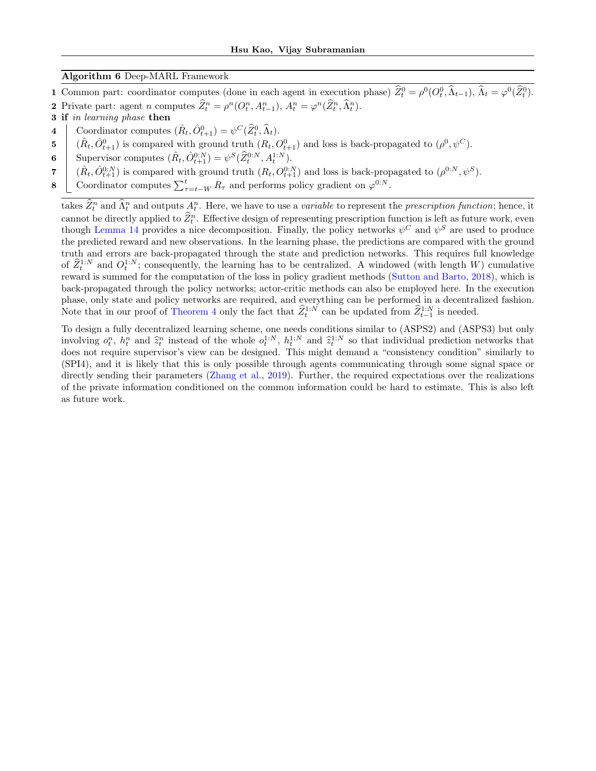**Algorithm 6** Deep-MARL Framework

1 Common part: coordinator computes (done in each agent in execution phase) $\widehat{Z}_t^0 = \rho^0(O_t^0, \widehat{\Lambda}_{t-1})$, $\widehat{\Lambda}_t = \varphi^0(\widehat{Z}_t^0)$.

2 Private part: agent $n$ computes $\widehat{Z}_t^n = \rho^n(O_t^n, A_{t-1}^n)$, $A_t^n = \varphi^n(\widehat{Z}_t^n, \widehat{\Lambda}_t^n)$.

3 **if** *in learning phase* **then**

4   Coordinator computes $(\hat{R}_t, \hat{O}_{t+1}^0) = \psi^C(\widehat{Z}_t^0, \widehat{\Lambda}_t)$.

5   $(\hat{R}_t, \hat{O}_{t+1}^0)$ is compared with ground truth $(R_t, O_{t+1}^0)$ and loss is back-propagated to $(\rho^0, \psi^C)$.

6   Supervisor computes $(\hat{R}_t, \hat{O}_{t+1}^{0:N}) = \psi^S(\widehat{Z}_t^{0:N}, A_t^{1:N})$.

7   $(\hat{R}_t, \hat{O}_{t+1}^{0:N})$ is compared with ground truth $(R_t, O_{t+1}^{0:N})$ and loss is back-propagated to $(\rho^{0:N}, \psi^S)$.

8   Coordinator computes $\sum_{\tau=t-W}^{t} R_\tau$ and performs policy gradient on $\varphi^{0:N}$.

takes $\widehat{Z}_t^n$ and $\widehat{\Lambda}_t^n$ and outputs $A_t^n$. Here, we have to use a *variable* to represent the *prescription function*; hence, it cannot be directly applied to $\widehat{Z}_t^n$. Effective design of representing prescription function is left as future work, even though Lemma 14 provides a nice decomposition. Finally, the policy networks $\psi^C$ and $\psi^S$ are used to produce the predicted reward and new observations. In the learning phase, the predictions are compared with the ground truth and errors are back-propagated through the state and prediction networks. This requires full knowledge of $\widehat{Z}_t^{1:N}$ and $O_t^{1:N}$; consequently, the learning has to be centralized. A windowed (with length $W$) cumulative reward is summed for the computation of the loss in policy gradient methods (Sutton and Barto, 2018), which is back-propagated through the policy networks; actor-critic methods can also be employed here. In the execution phase, only state and policy networks are required, and everything can be performed in a decentralized fashion. Note that in our proof of Theorem 4 only the fact that $\widehat{Z}_t^{1:N}$ can be updated from $\widehat{Z}_{t-1}^{1:N}$ is needed.

To design a fully decentralized learning scheme, one needs conditions similar to (ASPS2) and (ASPS3) but only involving $o_t^n$, $h_t^n$ and $\widehat{z}_t^n$ instead of the whole $o_t^{1:N}$, $h_t^{1:N}$ and $\widehat{z}_t^{1:N}$ so that individual prediction networks that does not require supervisor's view can be designed. This might demand a "consistency condition" similarly to (SPI4), and it is likely that this is only possible through agents communicating through some signal space or directly sending their parameters (Zhang et al., 2019). Further, the required expectations over the realizations of the private information conditioned on the common information could be hard to estimate. This is also left as future work.